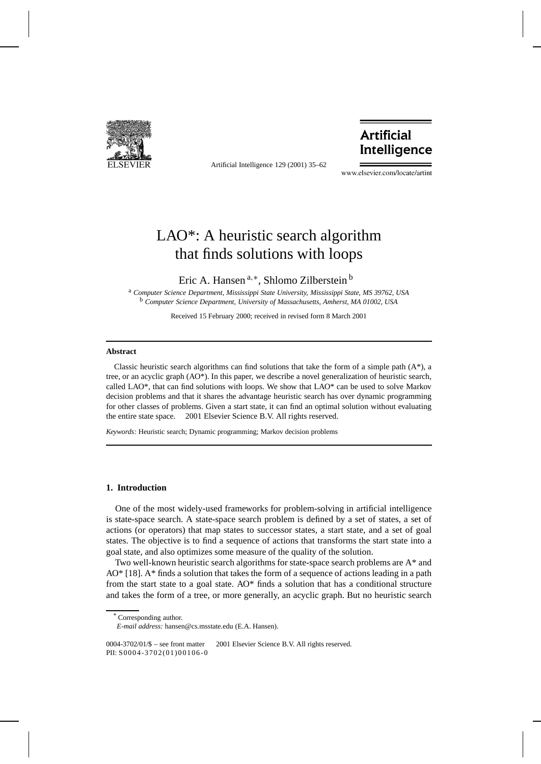# LAO*: A heuristic search algorithm that finds solutions with loops

Eric A. Hansen [a,*], Shlomo Zilberstein [b]

[a] *Computer Science Department, Mississippi State University, Mississippi State, MS 39762, USA*
[b] *Computer Science Department, University of Massachusetts, Amherst, MA 01002, USA*

Received 15 February 2000; received in revised form 8 March 2001

## Abstract

Classic heuristic search algorithms can find solutions that take the form of a simple path (A*), a tree, or an acyclic graph (AO*). In this paper, we describe a novel generalization of heuristic search, called LAO*, that can find solutions with loops. We show that LAO* can be used to solve Markov decision problems and that it shares the advantage heuristic search has over dynamic programming for other classes of problems. Given a start state, it can find an optimal solution without evaluating the entire state space. © 2001 Elsevier Science B.V. All rights reserved.

*Keywords:* Heuristic search; Dynamic programming; Markov decision problems

## 1. Introduction

One of the most widely-used frameworks for problem-solving in artificial intelligence is state-space search. A state-space search problem is defined by a set of states, a set of actions (or operators) that map states to successor states, a start state, and a set of goal states. The objective is to find a sequence of actions that transforms the start state into a goal state, and also optimizes some measure of the quality of the solution.

Two well-known heuristic search algorithms for state-space search problems are A* and AO* [18]. A* finds a solution that takes the form of a sequence of actions leading in a path from the start state to a goal state. AO* finds a solution that has a conditional structure and takes the form of a tree, or more generally, an acyclic graph. But no heuristic search

---

[*] Corresponding author.
*E-mail address:* hansen@cs.msstate.edu (E.A. Hansen).

0004-3702/01/$ – see front matter © 2001 Elsevier Science B.V. All rights reserved.
PII: S0004-3702(01)00106-0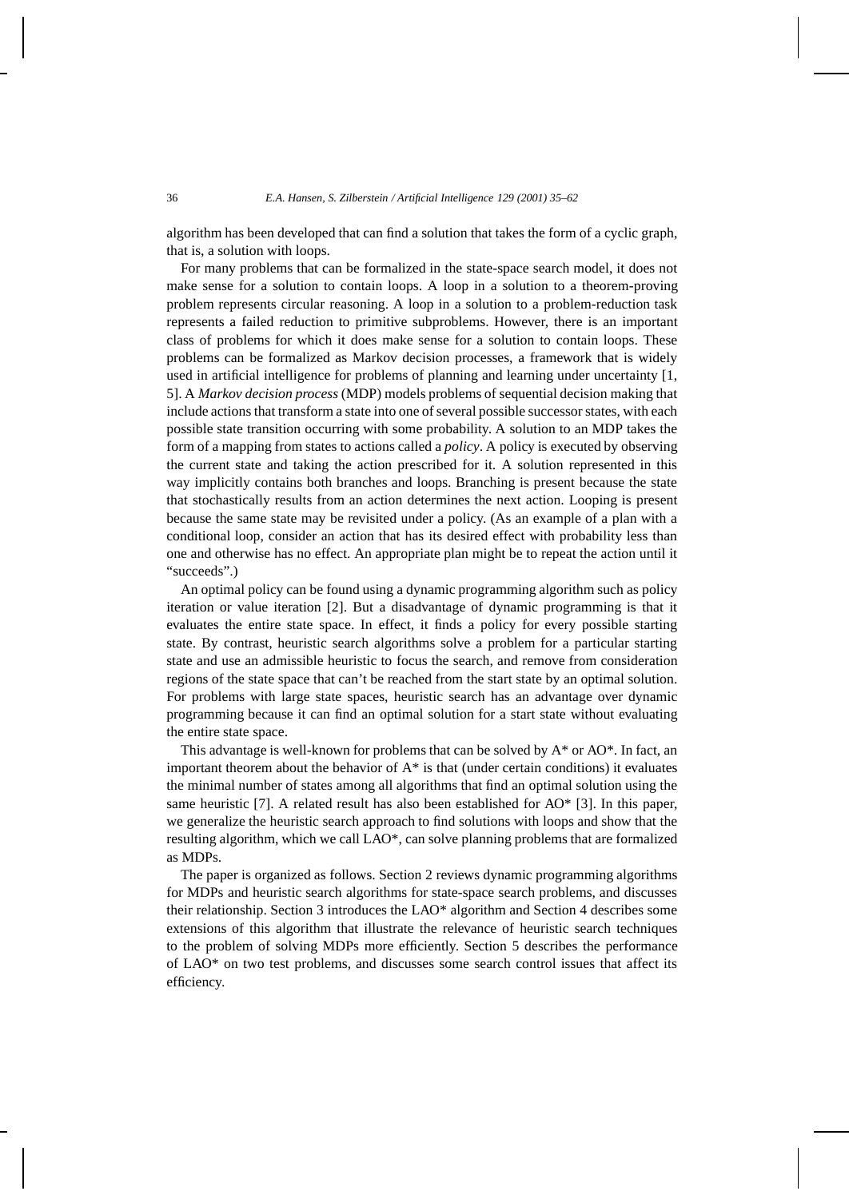algorithm has been developed that can find a solution that takes the form of a cyclic graph, that is, a solution with loops.

For many problems that can be formalized in the state-space search model, it does not make sense for a solution to contain loops. A loop in a solution to a theorem-proving problem represents circular reasoning. A loop in a solution to a problem-reduction task represents a failed reduction to primitive subproblems. However, there is an important class of problems for which it does make sense for a solution to contain loops. These problems can be formalized as Markov decision processes, a framework that is widely used in artificial intelligence for problems of planning and learning under uncertainty [1, 5]. A *Markov decision process* (MDP) models problems of sequential decision making that include actions that transform a state into one of several possible successor states, with each possible state transition occurring with some probability. A solution to an MDP takes the form of a mapping from states to actions called a *policy*. A policy is executed by observing the current state and taking the action prescribed for it. A solution represented in this way implicitly contains both branches and loops. Branching is present because the state that stochastically results from an action determines the next action. Looping is present because the same state may be revisited under a policy. (As an example of a plan with a conditional loop, consider an action that has its desired effect with probability less than one and otherwise has no effect. An appropriate plan might be to repeat the action until it "succeeds".)

An optimal policy can be found using a dynamic programming algorithm such as policy iteration or value iteration [2]. But a disadvantage of dynamic programming is that it evaluates the entire state space. In effect, it finds a policy for every possible starting state. By contrast, heuristic search algorithms solve a problem for a particular starting state and use an admissible heuristic to focus the search, and remove from consideration regions of the state space that can't be reached from the start state by an optimal solution. For problems with large state spaces, heuristic search has an advantage over dynamic programming because it can find an optimal solution for a start state without evaluating the entire state space.

This advantage is well-known for problems that can be solved by A* or AO*. In fact, an important theorem about the behavior of A* is that (under certain conditions) it evaluates the minimal number of states among all algorithms that find an optimal solution using the same heuristic [7]. A related result has also been established for AO* [3]. In this paper, we generalize the heuristic search approach to find solutions with loops and show that the resulting algorithm, which we call LAO*, can solve planning problems that are formalized as MDPs.

The paper is organized as follows. Section 2 reviews dynamic programming algorithms for MDPs and heuristic search algorithms for state-space search problems, and discusses their relationship. Section 3 introduces the LAO* algorithm and Section 4 describes some extensions of this algorithm that illustrate the relevance of heuristic search techniques to the problem of solving MDPs more efficiently. Section 5 describes the performance of LAO* on two test problems, and discusses some search control issues that affect its efficiency.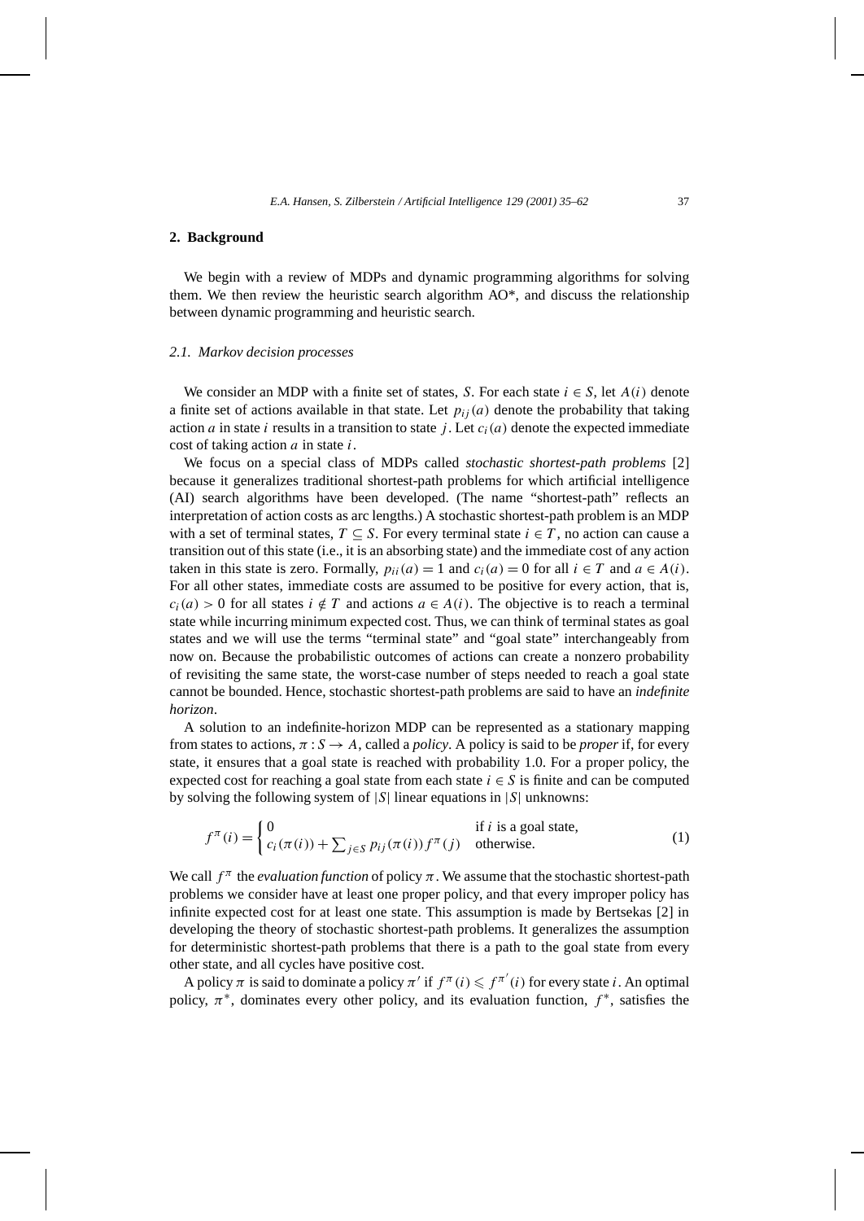## 2. Background

We begin with a review of MDPs and dynamic programming algorithms for solving them. We then review the heuristic search algorithm AO*, and discuss the relationship between dynamic programming and heuristic search.

### 2.1. Markov decision processes

We consider an MDP with a finite set of states, $S$. For each state $i \in S$, let $A(i)$ denote a finite set of actions available in that state. Let $p_{ij}(a)$ denote the probability that taking action $a$ in state $i$ results in a transition to state $j$. Let $c_i(a)$ denote the expected immediate cost of taking action $a$ in state $i$.

We focus on a special class of MDPs called *stochastic shortest-path problems* [2] because it generalizes traditional shortest-path problems for which artificial intelligence (AI) search algorithms have been developed. (The name "shortest-path" reflects an interpretation of action costs as arc lengths.) A stochastic shortest-path problem is an MDP with a set of terminal states, $T \subseteq S$. For every terminal state $i \in T$, no action can cause a transition out of this state (i.e., it is an absorbing state) and the immediate cost of any action taken in this state is zero. Formally, $p_{ii}(a) = 1$ and $c_i(a) = 0$ for all $i \in T$ and $a \in A(i)$. For all other states, immediate costs are assumed to be positive for every action, that is, $c_i(a) > 0$ for all states $i \notin T$ and actions $a \in A(i)$. The objective is to reach a terminal state while incurring minimum expected cost. Thus, we can think of terminal states as goal states and we will use the terms "terminal state" and "goal state" interchangeably from now on. Because the probabilistic outcomes of actions can create a nonzero probability of revisiting the same state, the worst-case number of steps needed to reach a goal state cannot be bounded. Hence, stochastic shortest-path problems are said to have an *indefinite horizon*.

A solution to an indefinite-horizon MDP can be represented as a stationary mapping from states to actions, $\pi : S \to A$, called a *policy*. A policy is said to be *proper* if, for every state, it ensures that a goal state is reached with probability 1.0. For a proper policy, the expected cost for reaching a goal state from each state $i \in S$ is finite and can be computed by solving the following system of $|S|$ linear equations in $|S|$ unknowns:

$$f^{\pi}(i) = \begin{cases} 0 & \text{if } i \text{ is a goal state,} \\ c_i(\pi(i)) + \sum_{j \in S} p_{ij}(\pi(i)) f^{\pi}(j) & \text{otherwise.} \end{cases} \tag{1}$$

We call $f^{\pi}$ the *evaluation function* of policy $\pi$. We assume that the stochastic shortest-path problems we consider have at least one proper policy, and that every improper policy has infinite expected cost for at least one state. This assumption is made by Bertsekas [2] in developing the theory of stochastic shortest-path problems. It generalizes the assumption for deterministic shortest-path problems that there is a path to the goal state from every other state, and all cycles have positive cost.

A policy $\pi$ is said to dominate a policy $\pi'$ if $f^{\pi}(i) \leqslant f^{\pi'}(i)$ for every state $i$. An optimal policy, $\pi^*$, dominates every other policy, and its evaluation function, $f^*$, satisfies the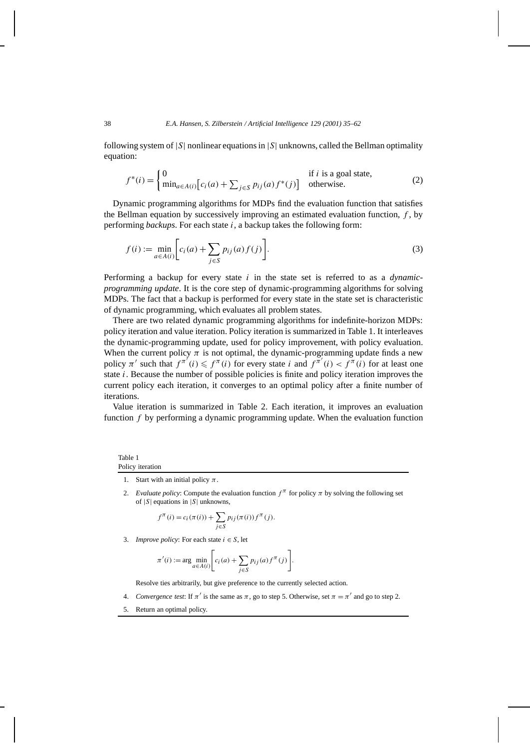following system of $|S|$ nonlinear equations in $|S|$ unknowns, called the Bellman optimality equation:

$$f^*(i) = \begin{cases} 0 & \text{if } i \text{ is a goal state,} \\ \min_{a \in A(i)} \left[ c_i(a) + \sum_{j \in S} p_{ij}(a) f^*(j) \right] & \text{otherwise.} \end{cases} \tag{2}$$

Dynamic programming algorithms for MDPs find the evaluation function that satisfies the Bellman equation by successively improving an estimated evaluation function, $f$, by performing *backups*. For each state $i$, a backup takes the following form:

$$f(i) := \min_{a \in A(i)} \left[ c_i(a) + \sum_{j \in S} p_{ij}(a) f(j) \right]. \tag{3}$$

Performing a backup for every state $i$ in the state set is referred to as a *dynamic-programming update*. It is the core step of dynamic-programming algorithms for solving MDPs. The fact that a backup is performed for every state in the state set is characteristic of dynamic programming, which evaluates all problem states.

There are two related dynamic programming algorithms for indefinite-horizon MDPs: policy iteration and value iteration. Policy iteration is summarized in Table 1. It interleaves the dynamic-programming update, used for policy improvement, with policy evaluation. When the current policy $\pi$ is not optimal, the dynamic-programming update finds a new policy $\pi'$ such that $f^{\pi'}(i) \leqslant f^{\pi}(i)$ for every state $i$ and $f^{\pi'}(i) < f^{\pi}(i)$ for at least one state $i$. Because the number of possible policies is finite and policy iteration improves the current policy each iteration, it converges to an optimal policy after a finite number of iterations.

Value iteration is summarized in Table 2. Each iteration, it improves an evaluation function $f$ by performing a dynamic programming update. When the evaluation function

Table 1
Policy iteration

1. Start with an initial policy $\pi$.
2. *Evaluate policy*: Compute the evaluation function $f^{\pi}$ for policy $\pi$ by solving the following set of $|S|$ equations in $|S|$ unknowns,

   $$f^{\pi}(i) = c_i(\pi(i)) + \sum_{j \in S} p_{ij}(\pi(i)) f^{\pi}(j).$$

3. *Improve policy*: For each state $i \in S$, let

   $$\pi'(i) := \arg \min_{a \in A(i)} \left[ c_i(a) + \sum_{j \in S} p_{ij}(a) f^{\pi}(j) \right].$$

   Resolve ties arbitrarily, but give preference to the currently selected action.
4. *Convergence test*: If $\pi'$ is the same as $\pi$, go to step 5. Otherwise, set $\pi = \pi'$ and go to step 2.
5. Return an optimal policy.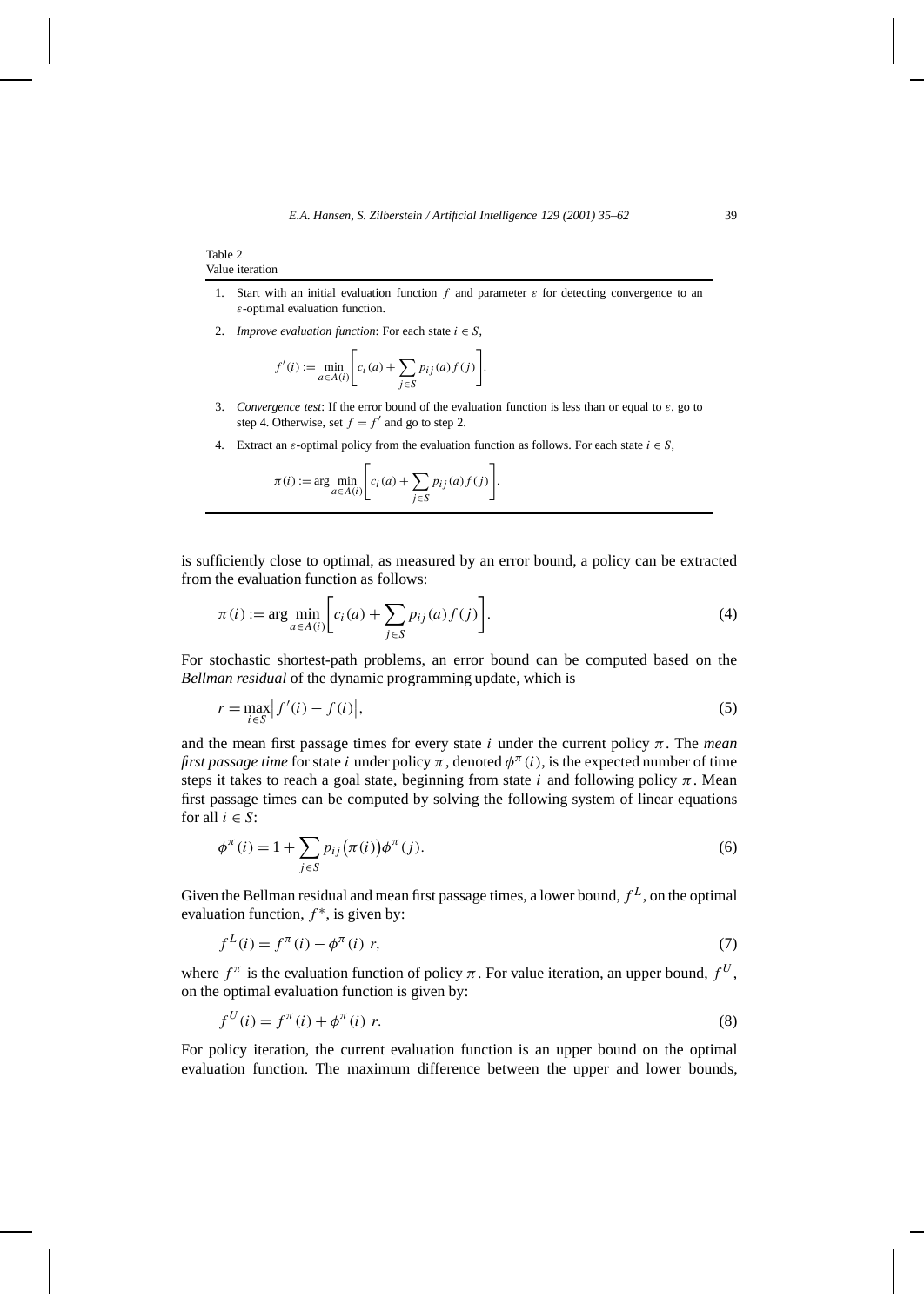Table 2
Value iteration

1. Start with an initial evaluation function $f$ and parameter $\varepsilon$ for detecting convergence to an $\varepsilon$-optimal evaluation function.
2. *Improve evaluation function*: For each state $i \in S$,
$$f'(i) := \min_{a \in A(i)} \left[ c_i(a) + \sum_{j \in S} p_{ij}(a) f(j) \right].$$
3. *Convergence test*: If the error bound of the evaluation function is less than or equal to $\varepsilon$, go to step 4. Otherwise, set $f = f'$ and go to step 2.
4. Extract an $\varepsilon$-optimal policy from the evaluation function as follows. For each state $i \in S$,
$$\pi(i) := \arg \min_{a \in A(i)} \left[ c_i(a) + \sum_{j \in S} p_{ij}(a) f(j) \right].$$

is sufficiently close to optimal, as measured by an error bound, a policy can be extracted from the evaluation function as follows:

$$\pi(i) := \arg \min_{a \in A(i)} \left[ c_i(a) + \sum_{j \in S} p_{ij}(a) f(j) \right]. \tag{4}$$

For stochastic shortest-path problems, an error bound can be computed based on the *Bellman residual* of the dynamic programming update, which is

$$r = \max_{i \in S} \left| f'(i) - f(i) \right|, \tag{5}$$

and the mean first passage times for every state $i$ under the current policy $\pi$. The *mean first passage time* for state $i$ under policy $\pi$, denoted $\phi^{\pi}(i)$, is the expected number of time steps it takes to reach a goal state, beginning from state $i$ and following policy $\pi$. Mean first passage times can be computed by solving the following system of linear equations for all $i \in S$:

$$\phi^{\pi}(i) = 1 + \sum_{j \in S} p_{ij}\big(\pi(i)\big) \phi^{\pi}(j). \tag{6}$$

Given the Bellman residual and mean first passage times, a lower bound, $f^L$, on the optimal evaluation function, $f^*$, is given by:

$$f^L(i) = f^{\pi}(i) - \phi^{\pi}(i)\ r, \tag{7}$$

where $f^{\pi}$ is the evaluation function of policy $\pi$. For value iteration, an upper bound, $f^U$, on the optimal evaluation function is given by:

$$f^U(i) = f^{\pi}(i) + \phi^{\pi}(i)\ r. \tag{8}$$

For policy iteration, the current evaluation function is an upper bound on the optimal evaluation function. The maximum difference between the upper and lower bounds,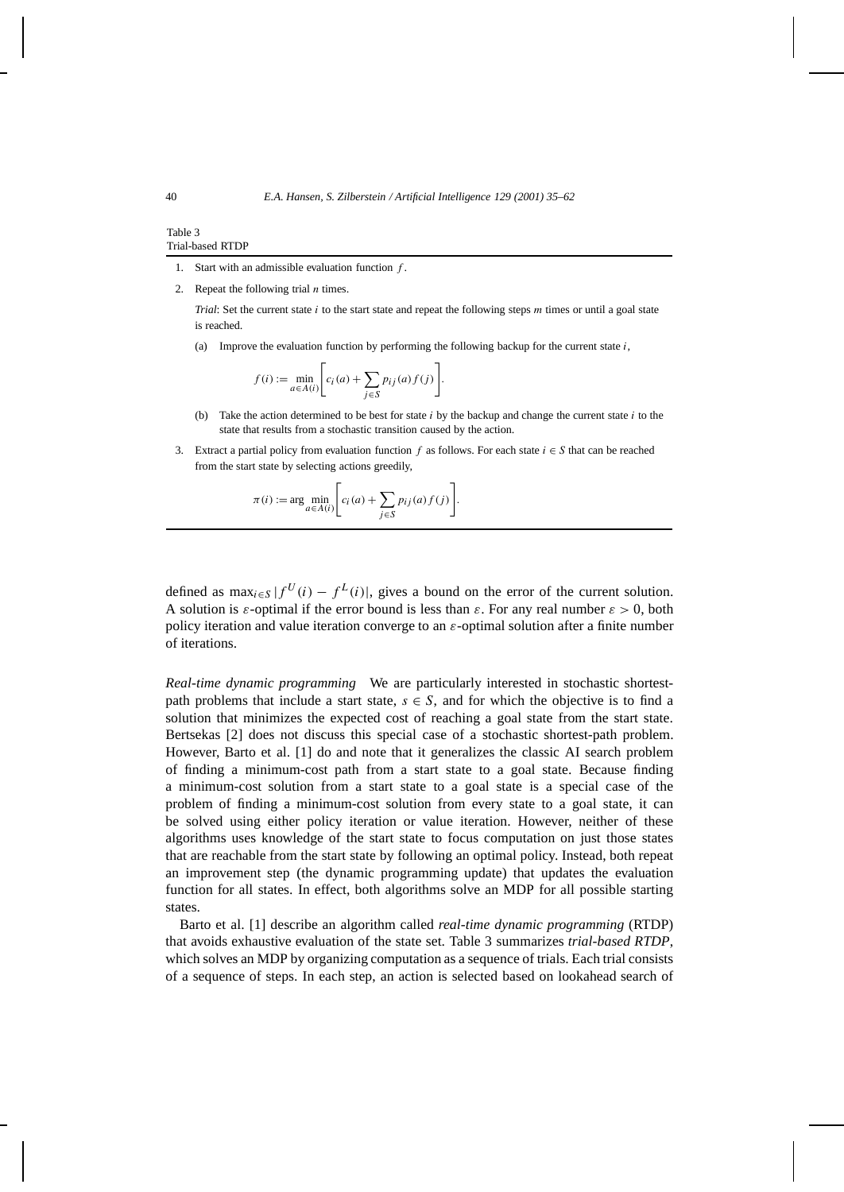Table 3
Trial-based RTDP

1. Start with an admissible evaluation function $f$.
2. Repeat the following trial $n$ times.

   *Trial*: Set the current state $i$ to the start state and repeat the following steps $m$ times or until a goal state is reached.

   (a) Improve the evaluation function by performing the following backup for the current state $i$,

   $$f(i) := \min_{a \in A(i)} \left[ c_i(a) + \sum_{j \in S} p_{ij}(a) f(j) \right].$$

   (b) Take the action determined to be best for state $i$ by the backup and change the current state $i$ to the state that results from a stochastic transition caused by the action.

3. Extract a partial policy from evaluation function $f$ as follows. For each state $i \in S$ that can be reached from the start state by selecting actions greedily,

   $$\pi(i) := \arg\min_{a \in A(i)} \left[ c_i(a) + \sum_{j \in S} p_{ij}(a) f(j) \right].$$

defined as $\max_{i \in S} |f^U(i) - f^L(i)|$, gives a bound on the error of the current solution. A solution is $\varepsilon$-optimal if the error bound is less than $\varepsilon$. For any real number $\varepsilon > 0$, both policy iteration and value iteration converge to an $\varepsilon$-optimal solution after a finite number of iterations.

*Real-time dynamic programming* We are particularly interested in stochastic shortest-path problems that include a start state, $s \in S$, and for which the objective is to find a solution that minimizes the expected cost of reaching a goal state from the start state. Bertsekas [2] does not discuss this special case of a stochastic shortest-path problem. However, Barto et al. [1] do and note that it generalizes the classic AI search problem of finding a minimum-cost path from a start state to a goal state. Because finding a minimum-cost solution from a start state to a goal state is a special case of the problem of finding a minimum-cost solution from every state to a goal state, it can be solved using either policy iteration or value iteration. However, neither of these algorithms uses knowledge of the start state to focus computation on just those states that are reachable from the start state by following an optimal policy. Instead, both repeat an improvement step (the dynamic programming update) that updates the evaluation function for all states. In effect, both algorithms solve an MDP for all possible starting states.

Barto et al. [1] describe an algorithm called *real-time dynamic programming* (RTDP) that avoids exhaustive evaluation of the state set. Table 3 summarizes *trial-based RTDP*, which solves an MDP by organizing computation as a sequence of trials. Each trial consists of a sequence of steps. In each step, an action is selected based on lookahead search of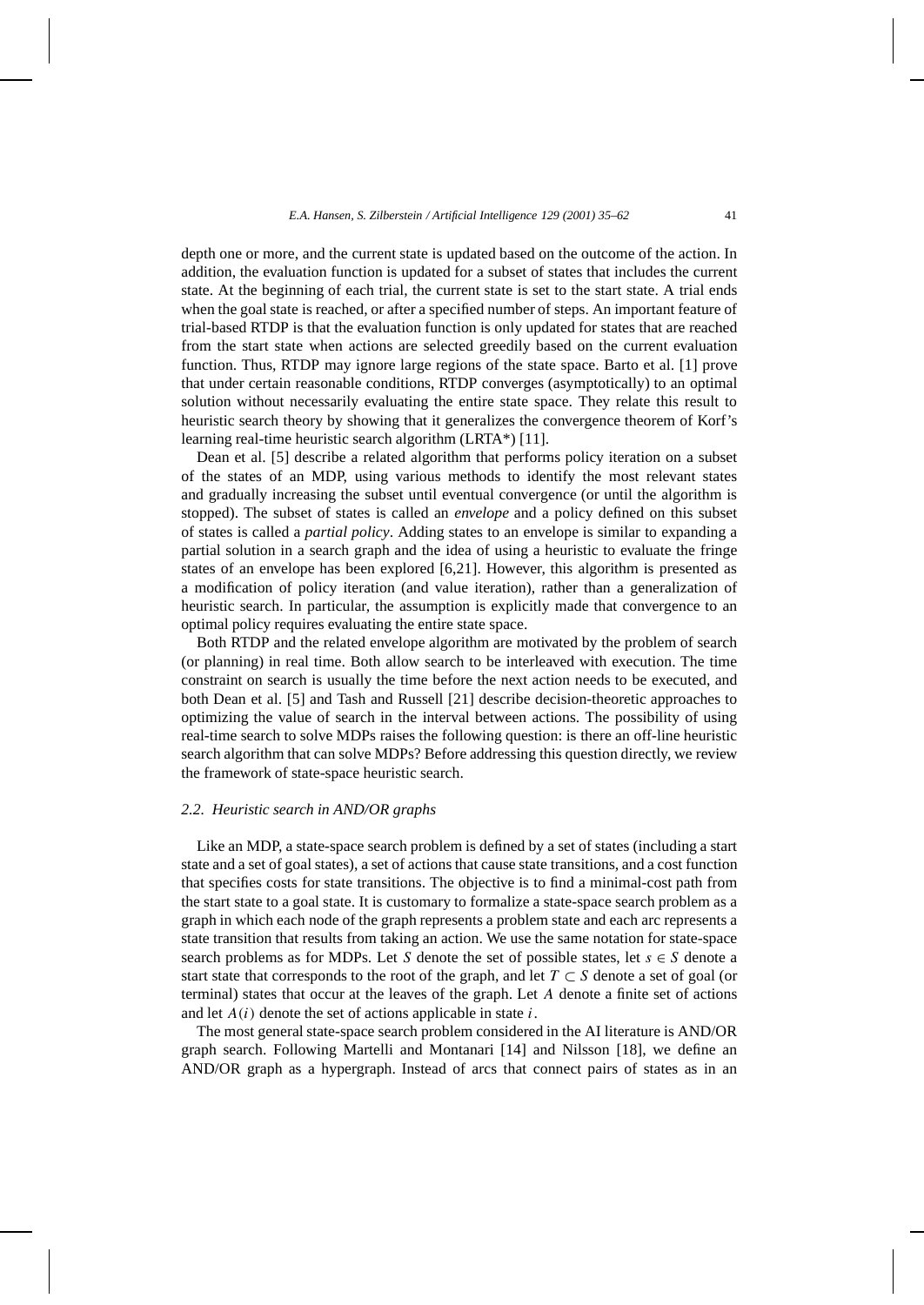depth one or more, and the current state is updated based on the outcome of the action. In addition, the evaluation function is updated for a subset of states that includes the current state. At the beginning of each trial, the current state is set to the start state. A trial ends when the goal state is reached, or after a specified number of steps. An important feature of trial-based RTDP is that the evaluation function is only updated for states that are reached from the start state when actions are selected greedily based on the current evaluation function. Thus, RTDP may ignore large regions of the state space. Barto et al. [1] prove that under certain reasonable conditions, RTDP converges (asymptotically) to an optimal solution without necessarily evaluating the entire state space. They relate this result to heuristic search theory by showing that it generalizes the convergence theorem of Korf's learning real-time heuristic search algorithm (LRTA*) [11].

Dean et al. [5] describe a related algorithm that performs policy iteration on a subset of the states of an MDP, using various methods to identify the most relevant states and gradually increasing the subset until eventual convergence (or until the algorithm is stopped). The subset of states is called an *envelope* and a policy defined on this subset of states is called a *partial policy*. Adding states to an envelope is similar to expanding a partial solution in a search graph and the idea of using a heuristic to evaluate the fringe states of an envelope has been explored [6,21]. However, this algorithm is presented as a modification of policy iteration (and value iteration), rather than a generalization of heuristic search. In particular, the assumption is explicitly made that convergence to an optimal policy requires evaluating the entire state space.

Both RTDP and the related envelope algorithm are motivated by the problem of search (or planning) in real time. Both allow search to be interleaved with execution. The time constraint on search is usually the time before the next action needs to be executed, and both Dean et al. [5] and Tash and Russell [21] describe decision-theoretic approaches to optimizing the value of search in the interval between actions. The possibility of using real-time search to solve MDPs raises the following question: is there an off-line heuristic search algorithm that can solve MDPs? Before addressing this question directly, we review the framework of state-space heuristic search.

### *2.2. Heuristic search in AND/OR graphs*

Like an MDP, a state-space search problem is defined by a set of states (including a start state and a set of goal states), a set of actions that cause state transitions, and a cost function that specifies costs for state transitions. The objective is to find a minimal-cost path from the start state to a goal state. It is customary to formalize a state-space search problem as a graph in which each node of the graph represents a problem state and each arc represents a state transition that results from taking an action. We use the same notation for state-space search problems as for MDPs. Let $S$ denote the set of possible states, let $s \in S$ denote a start state that corresponds to the root of the graph, and let $T \subset S$ denote a set of goal (or terminal) states that occur at the leaves of the graph. Let $A$ denote a finite set of actions and let $A(i)$ denote the set of actions applicable in state $i$.

The most general state-space search problem considered in the AI literature is AND/OR graph search. Following Martelli and Montanari [14] and Nilsson [18], we define an AND/OR graph as a hypergraph. Instead of arcs that connect pairs of states as in an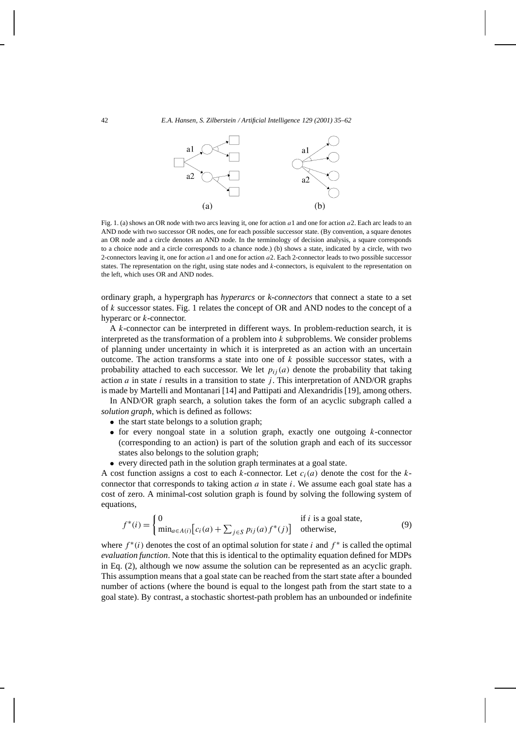Fig. 1. (a) shows an OR node with two arcs leaving it, one for action $a1$ and one for action $a2$. Each arc leads to an AND node with two successor OR nodes, one for each possible successor state. (By convention, a square denotes an OR node and a circle denotes an AND node. In the terminology of decision analysis, a square corresponds to a choice node and a circle corresponds to a chance node.) (b) shows a state, indicated by a circle, with two 2-connectors leaving it, one for action $a1$ and one for action $a2$. Each 2-connector leads to two possible successor states. The representation on the right, using state nodes and $k$-connectors, is equivalent to the representation on the left, which uses OR and AND nodes.

ordinary graph, a hypergraph has *hyperarcs* or *k-connectors* that connect a state to a set of $k$ successor states. Fig. 1 relates the concept of OR and AND nodes to the concept of a hyperarc or $k$-connector.

A $k$-connector can be interpreted in different ways. In problem-reduction search, it is interpreted as the transformation of a problem into $k$ subproblems. We consider problems of planning under uncertainty in which it is interpreted as an action with an uncertain outcome. The action transforms a state into one of $k$ possible successor states, with a probability attached to each successor. We let $p_{ij}(a)$ denote the probability that taking action $a$ in state $i$ results in a transition to state $j$. This interpretation of AND/OR graphs is made by Martelli and Montanari [14] and Pattipati and Alexandridis [19], among others.

In AND/OR graph search, a solution takes the form of an acyclic subgraph called a *solution graph*, which is defined as follows:

- the start state belongs to a solution graph;
- for every nongoal state in a solution graph, exactly one outgoing $k$-connector (corresponding to an action) is part of the solution graph and each of its successor states also belongs to the solution graph;
- every directed path in the solution graph terminates at a goal state.

A cost function assigns a cost to each $k$-connector. Let $c_i(a)$ denote the cost for the $k$-connector that corresponds to taking action $a$ in state $i$. We assume each goal state has a cost of zero. A minimal-cost solution graph is found by solving the following system of equations,

$$f^*(i) = \begin{cases} 0 & \text{if } i \text{ is a goal state,} \\ \min_{a \in A(i)} \left[ c_i(a) + \sum_{j \in S} p_{ij}(a) f^*(j) \right] & \text{otherwise,} \end{cases} \tag{9}$$

where $f^*(i)$ denotes the cost of an optimal solution for state $i$ and $f^*$ is called the optimal *evaluation function*. Note that this is identical to the optimality equation defined for MDPs in Eq. (2), although we now assume the solution can be represented as an acyclic graph. This assumption means that a goal state can be reached from the start state after a bounded number of actions (where the bound is equal to the longest path from the start state to a goal state). By contrast, a stochastic shortest-path problem has an unbounded or indefinite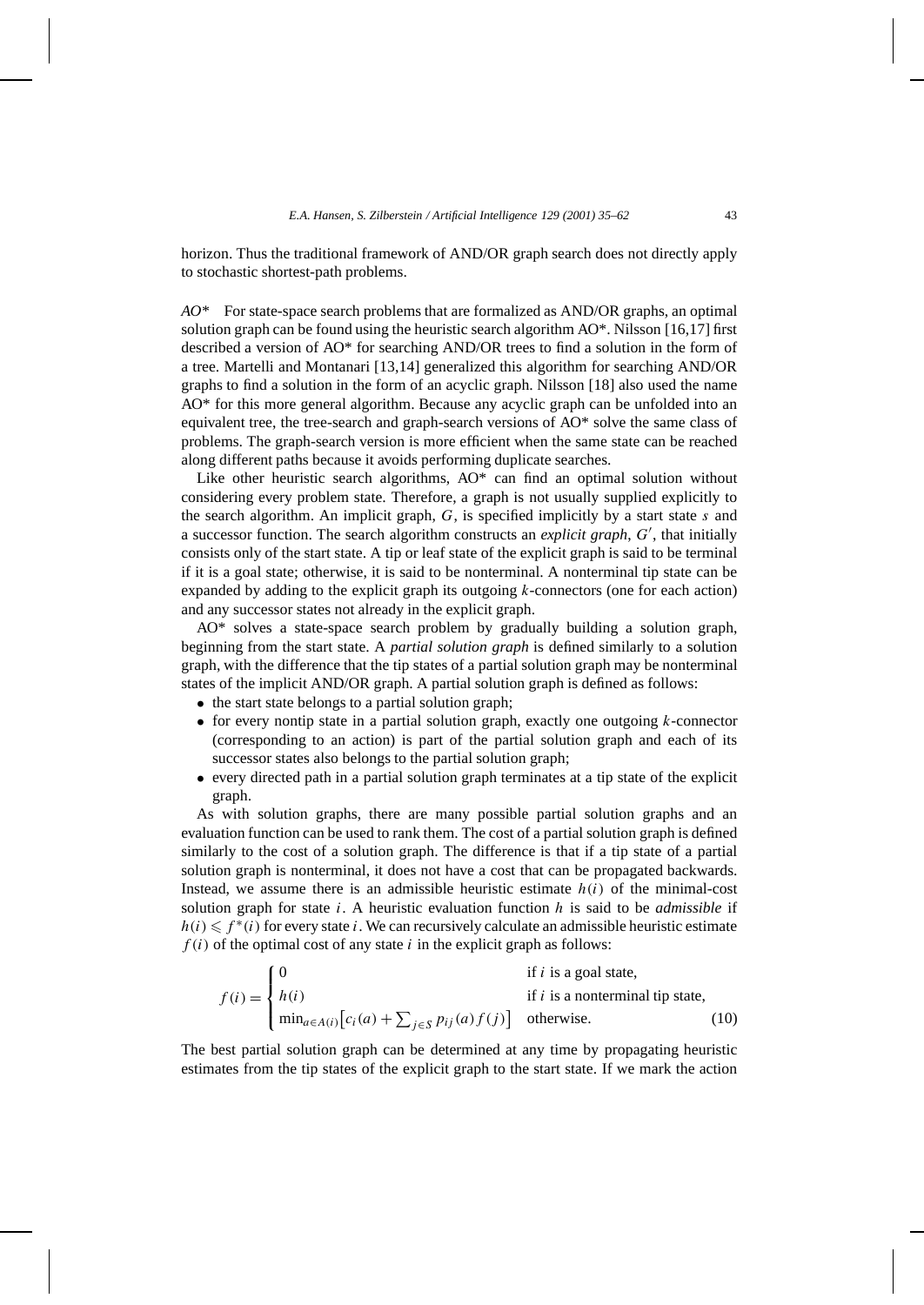horizon. Thus the traditional framework of AND/OR graph search does not directly apply to stochastic shortest-path problems.

*AO\** For state-space search problems that are formalized as AND/OR graphs, an optimal solution graph can be found using the heuristic search algorithm AO*. Nilsson [16,17] first described a version of AO* for searching AND/OR trees to find a solution in the form of a tree. Martelli and Montanari [13,14] generalized this algorithm for searching AND/OR graphs to find a solution in the form of an acyclic graph. Nilsson [18] also used the name AO* for this more general algorithm. Because any acyclic graph can be unfolded into an equivalent tree, the tree-search and graph-search versions of AO* solve the same class of problems. The graph-search version is more efficient when the same state can be reached along different paths because it avoids performing duplicate searches.

Like other heuristic search algorithms, AO* can find an optimal solution without considering every problem state. Therefore, a graph is not usually supplied explicitly to the search algorithm. An implicit graph, $G$, is specified implicitly by a start state $s$ and a successor function. The search algorithm constructs an *explicit graph*, $G'$, that initially consists only of the start state. A tip or leaf state of the explicit graph is said to be terminal if it is a goal state; otherwise, it is said to be nonterminal. A nonterminal tip state can be expanded by adding to the explicit graph its outgoing $k$-connectors (one for each action) and any successor states not already in the explicit graph.

AO* solves a state-space search problem by gradually building a solution graph, beginning from the start state. A *partial solution graph* is defined similarly to a solution graph, with the difference that the tip states of a partial solution graph may be nonterminal states of the implicit AND/OR graph. A partial solution graph is defined as follows:

- the start state belongs to a partial solution graph;
- for every nontip state in a partial solution graph, exactly one outgoing $k$-connector (corresponding to an action) is part of the partial solution graph and each of its successor states also belongs to the partial solution graph;
- every directed path in a partial solution graph terminates at a tip state of the explicit graph.

As with solution graphs, there are many possible partial solution graphs and an evaluation function can be used to rank them. The cost of a partial solution graph is defined similarly to the cost of a solution graph. The difference is that if a tip state of a partial solution graph is nonterminal, it does not have a cost that can be propagated backwards. Instead, we assume there is an admissible heuristic estimate $h(i)$ of the minimal-cost solution graph for state $i$. A heuristic evaluation function $h$ is said to be *admissible* if $h(i) \leqslant f^*(i)$ for every state $i$. We can recursively calculate an admissible heuristic estimate $f(i)$ of the optimal cost of any state $i$ in the explicit graph as follows:

$$
f(i) = \begin{cases} 0 & \text{if } i \text{ is a goal state,} \\ h(i) & \text{if } i \text{ is a nonterminal tip state,} \\ \min_{a \in A(i)} \left[ c_i(a) + \sum_{j \in S} p_{ij}(a) f(j) \right] & \text{otherwise.} \end{cases} \tag{10}
$$

The best partial solution graph can be determined at any time by propagating heuristic estimates from the tip states of the explicit graph to the start state. If we mark the action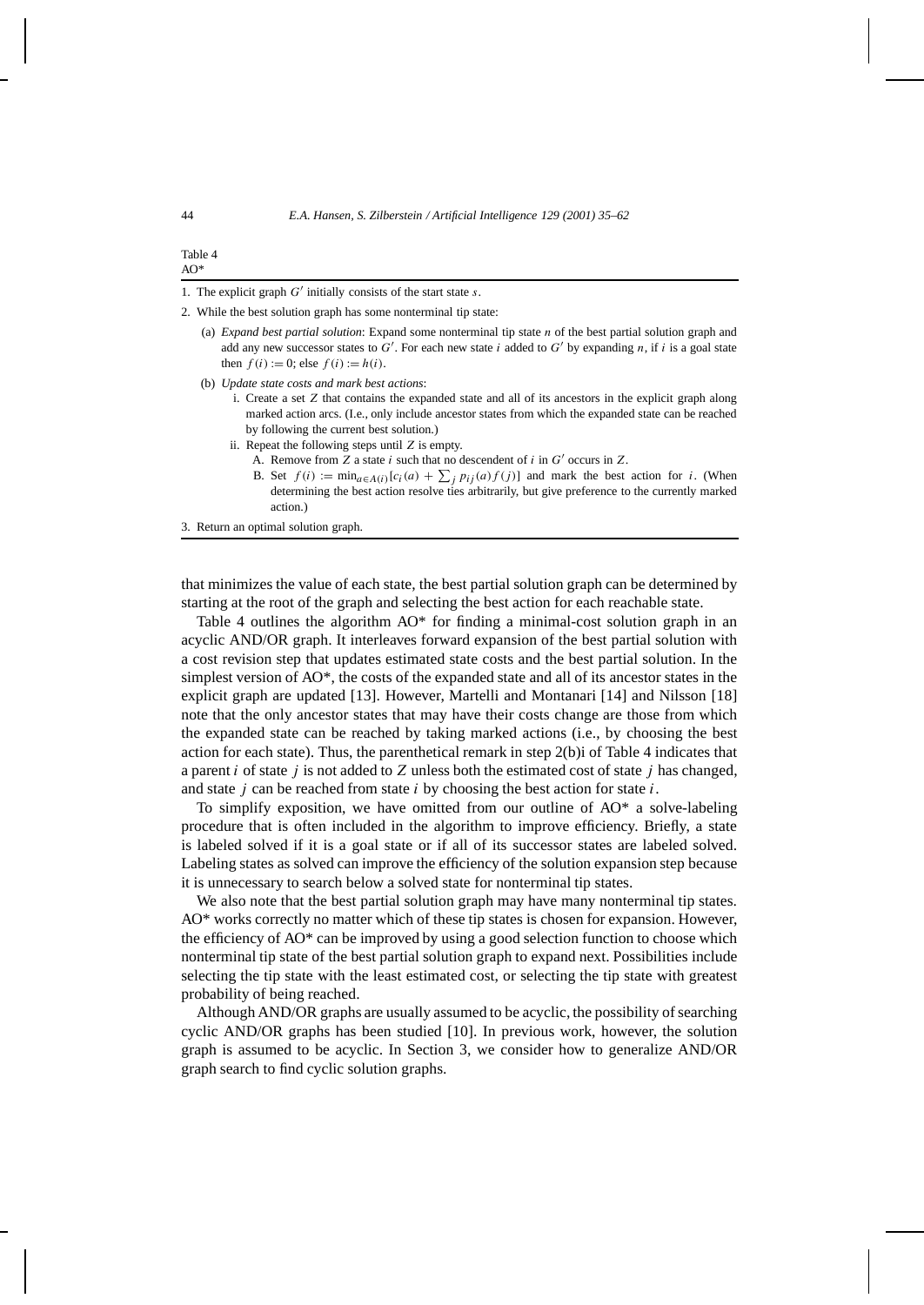Table 4
AO*

1. The explicit graph $G'$ initially consists of the start state $s$.
2. While the best solution graph has some nonterminal tip state:
   (a) *Expand best partial solution*: Expand some nonterminal tip state $n$ of the best partial solution graph and add any new successor states to $G'$. For each new state $i$ added to $G'$ by expanding $n$, if $i$ is a goal state then $f(i) := 0$; else $f(i) := h(i)$.
   (b) *Update state costs and mark best actions*:
      i. Create a set $Z$ that contains the expanded state and all of its ancestors in the explicit graph along marked action arcs. (I.e., only include ancestor states from which the expanded state can be reached by following the current best solution.)
      ii. Repeat the following steps until $Z$ is empty.
         A. Remove from $Z$ a state $i$ such that no descendent of $i$ in $G'$ occurs in $Z$.
         B. Set $f(i) := \min_{a \in A(i)}[c_i(a) + \sum_j p_{ij}(a) f(j)]$ and mark the best action for $i$. (When determining the best action resolve ties arbitrarily, but give preference to the currently marked action.)
3. Return an optimal solution graph.

that minimizes the value of each state, the best partial solution graph can be determined by starting at the root of the graph and selecting the best action for each reachable state.

Table 4 outlines the algorithm AO* for finding a minimal-cost solution graph in an acyclic AND/OR graph. It interleaves forward expansion of the best partial solution with a cost revision step that updates estimated state costs and the best partial solution. In the simplest version of AO*, the costs of the expanded state and all of its ancestor states in the explicit graph are updated [13]. However, Martelli and Montanari [14] and Nilsson [18] note that the only ancestor states that may have their costs change are those from which the expanded state can be reached by taking marked actions (i.e., by choosing the best action for each state). Thus, the parenthetical remark in step 2(b)i of Table 4 indicates that a parent $i$ of state $j$ is not added to $Z$ unless both the estimated cost of state $j$ has changed, and state $j$ can be reached from state $i$ by choosing the best action for state $i$.

To simplify exposition, we have omitted from our outline of AO* a solve-labeling procedure that is often included in the algorithm to improve efficiency. Briefly, a state is labeled solved if it is a goal state or if all of its successor states are labeled solved. Labeling states as solved can improve the efficiency of the solution expansion step because it is unnecessary to search below a solved state for nonterminal tip states.

We also note that the best partial solution graph may have many nonterminal tip states. AO* works correctly no matter which of these tip states is chosen for expansion. However, the efficiency of AO* can be improved by using a good selection function to choose which nonterminal tip state of the best partial solution graph to expand next. Possibilities include selecting the tip state with the least estimated cost, or selecting the tip state with greatest probability of being reached.

Although AND/OR graphs are usually assumed to be acyclic, the possibility of searching cyclic AND/OR graphs has been studied [10]. In previous work, however, the solution graph is assumed to be acyclic. In Section 3, we consider how to generalize AND/OR graph search to find cyclic solution graphs.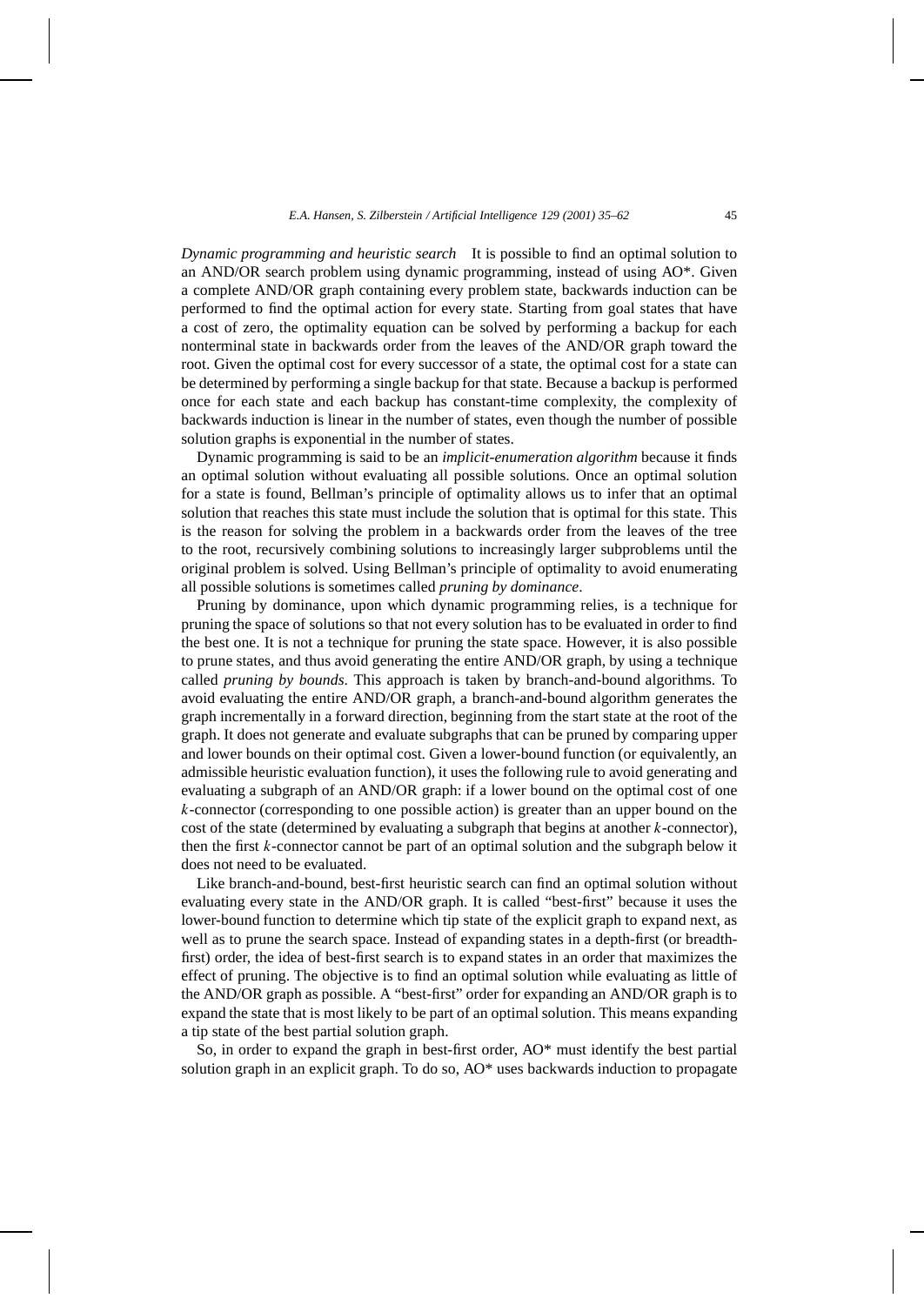*Dynamic programming and heuristic search* It is possible to find an optimal solution to an AND/OR search problem using dynamic programming, instead of using AO*. Given a complete AND/OR graph containing every problem state, backwards induction can be performed to find the optimal action for every state. Starting from goal states that have a cost of zero, the optimality equation can be solved by performing a backup for each nonterminal state in backwards order from the leaves of the AND/OR graph toward the root. Given the optimal cost for every successor of a state, the optimal cost for a state can be determined by performing a single backup for that state. Because a backup is performed once for each state and each backup has constant-time complexity, the complexity of backwards induction is linear in the number of states, even though the number of possible solution graphs is exponential in the number of states.

Dynamic programming is said to be an *implicit-enumeration algorithm* because it finds an optimal solution without evaluating all possible solutions. Once an optimal solution for a state is found, Bellman's principle of optimality allows us to infer that an optimal solution that reaches this state must include the solution that is optimal for this state. This is the reason for solving the problem in a backwards order from the leaves of the tree to the root, recursively combining solutions to increasingly larger subproblems until the original problem is solved. Using Bellman's principle of optimality to avoid enumerating all possible solutions is sometimes called *pruning by dominance*.

Pruning by dominance, upon which dynamic programming relies, is a technique for pruning the space of solutions so that not every solution has to be evaluated in order to find the best one. It is not a technique for pruning the state space. However, it is also possible to prune states, and thus avoid generating the entire AND/OR graph, by using a technique called *pruning by bounds*. This approach is taken by branch-and-bound algorithms. To avoid evaluating the entire AND/OR graph, a branch-and-bound algorithm generates the graph incrementally in a forward direction, beginning from the start state at the root of the graph. It does not generate and evaluate subgraphs that can be pruned by comparing upper and lower bounds on their optimal cost. Given a lower-bound function (or equivalently, an admissible heuristic evaluation function), it uses the following rule to avoid generating and evaluating a subgraph of an AND/OR graph: if a lower bound on the optimal cost of one $k$-connector (corresponding to one possible action) is greater than an upper bound on the cost of the state (determined by evaluating a subgraph that begins at another $k$-connector), then the first $k$-connector cannot be part of an optimal solution and the subgraph below it does not need to be evaluated.

Like branch-and-bound, best-first heuristic search can find an optimal solution without evaluating every state in the AND/OR graph. It is called "best-first" because it uses the lower-bound function to determine which tip state of the explicit graph to expand next, as well as to prune the search space. Instead of expanding states in a depth-first (or breadth-first) order, the idea of best-first search is to expand states in an order that maximizes the effect of pruning. The objective is to find an optimal solution while evaluating as little of the AND/OR graph as possible. A "best-first" order for expanding an AND/OR graph is to expand the state that is most likely to be part of an optimal solution. This means expanding a tip state of the best partial solution graph.

So, in order to expand the graph in best-first order, AO* must identify the best partial solution graph in an explicit graph. To do so, AO* uses backwards induction to propagate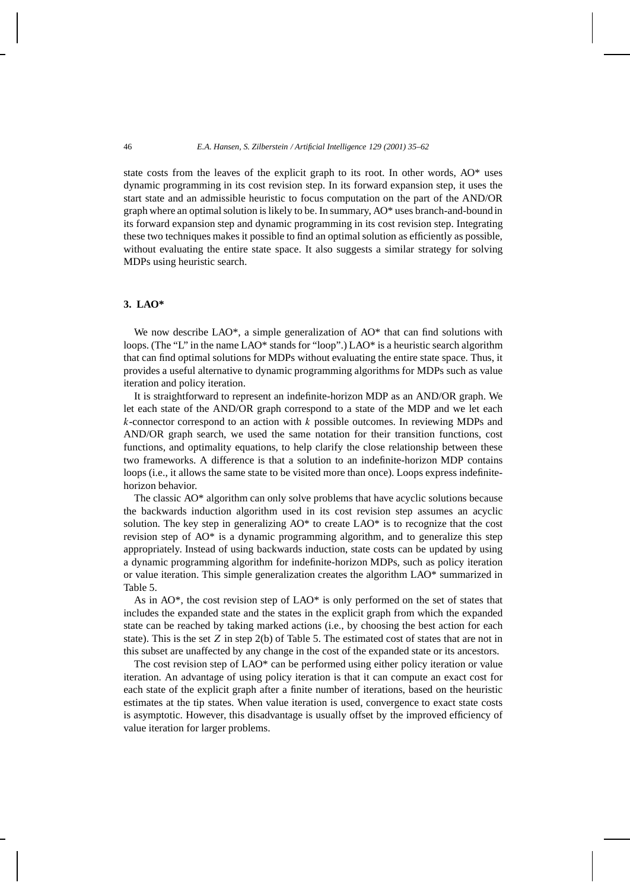state costs from the leaves of the explicit graph to its root. In other words, AO* uses dynamic programming in its cost revision step. In its forward expansion step, it uses the start state and an admissible heuristic to focus computation on the part of the AND/OR graph where an optimal solution is likely to be. In summary, AO* uses branch-and-bound in its forward expansion step and dynamic programming in its cost revision step. Integrating these two techniques makes it possible to find an optimal solution as efficiently as possible, without evaluating the entire state space. It also suggests a similar strategy for solving MDPs using heuristic search.

## 3. LAO*

We now describe LAO*, a simple generalization of AO* that can find solutions with loops. (The "L" in the name LAO* stands for "loop".) LAO* is a heuristic search algorithm that can find optimal solutions for MDPs without evaluating the entire state space. Thus, it provides a useful alternative to dynamic programming algorithms for MDPs such as value iteration and policy iteration.

It is straightforward to represent an indefinite-horizon MDP as an AND/OR graph. We let each state of the AND/OR graph correspond to a state of the MDP and we let each $k$-connector correspond to an action with $k$ possible outcomes. In reviewing MDPs and AND/OR graph search, we used the same notation for their transition functions, cost functions, and optimality equations, to help clarify the close relationship between these two frameworks. A difference is that a solution to an indefinite-horizon MDP contains loops (i.e., it allows the same state to be visited more than once). Loops express indefinite-horizon behavior.

The classic AO* algorithm can only solve problems that have acyclic solutions because the backwards induction algorithm used in its cost revision step assumes an acyclic solution. The key step in generalizing AO* to create LAO* is to recognize that the cost revision step of AO* is a dynamic programming algorithm, and to generalize this step appropriately. Instead of using backwards induction, state costs can be updated by using a dynamic programming algorithm for indefinite-horizon MDPs, such as policy iteration or value iteration. This simple generalization creates the algorithm LAO* summarized in Table 5.

As in AO*, the cost revision step of LAO* is only performed on the set of states that includes the expanded state and the states in the explicit graph from which the expanded state can be reached by taking marked actions (i.e., by choosing the best action for each state). This is the set $Z$ in step 2(b) of Table 5. The estimated cost of states that are not in this subset are unaffected by any change in the cost of the expanded state or its ancestors.

The cost revision step of LAO* can be performed using either policy iteration or value iteration. An advantage of using policy iteration is that it can compute an exact cost for each state of the explicit graph after a finite number of iterations, based on the heuristic estimates at the tip states. When value iteration is used, convergence to exact state costs is asymptotic. However, this disadvantage is usually offset by the improved efficiency of value iteration for larger problems.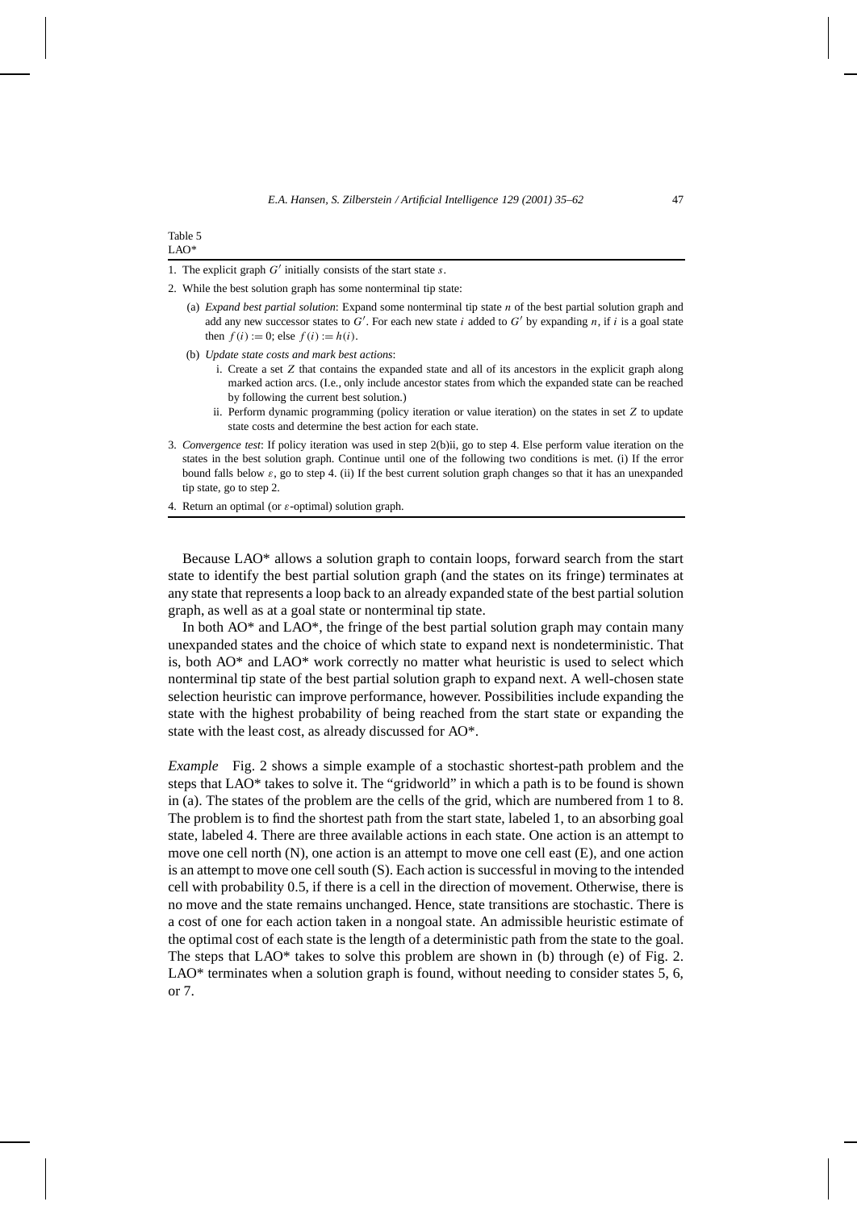Table 5
LAO*

1. The explicit graph $G'$ initially consists of the start state $s$.
2. While the best solution graph has some nonterminal tip state:
   (a) *Expand best partial solution*: Expand some nonterminal tip state $n$ of the best partial solution graph and add any new successor states to $G'$. For each new state $i$ added to $G'$ by expanding $n$, if $i$ is a goal state then $f(i) := 0$; else $f(i) := h(i)$.
   (b) *Update state costs and mark best actions*:
      i. Create a set $Z$ that contains the expanded state and all of its ancestors in the explicit graph along marked action arcs. (I.e., only include ancestor states from which the expanded state can be reached by following the current best solution.)
      ii. Perform dynamic programming (policy iteration or value iteration) on the states in set $Z$ to update state costs and determine the best action for each state.
3. *Convergence test*: If policy iteration was used in step 2(b)ii, go to step 4. Else perform value iteration on the states in the best solution graph. Continue until one of the following two conditions is met. (i) If the error bound falls below $\varepsilon$, go to step 4. (ii) If the best current solution graph changes so that it has an unexpanded tip state, go to step 2.
4. Return an optimal (or $\varepsilon$-optimal) solution graph.

Because LAO* allows a solution graph to contain loops, forward search from the start state to identify the best partial solution graph (and the states on its fringe) terminates at any state that represents a loop back to an already expanded state of the best partial solution graph, as well as at a goal state or nonterminal tip state.

In both AO* and LAO*, the fringe of the best partial solution graph may contain many unexpanded states and the choice of which state to expand next is nondeterministic. That is, both AO* and LAO* work correctly no matter what heuristic is used to select which nonterminal tip state of the best partial solution graph to expand next. A well-chosen state selection heuristic can improve performance, however. Possibilities include expanding the state with the highest probability of being reached from the start state or expanding the state with the least cost, as already discussed for AO*.

*Example* Fig. 2 shows a simple example of a stochastic shortest-path problem and the steps that LAO* takes to solve it. The "gridworld" in which a path is to be found is shown in (a). The states of the problem are the cells of the grid, which are numbered from 1 to 8. The problem is to find the shortest path from the start state, labeled 1, to an absorbing goal state, labeled 4. There are three available actions in each state. One action is an attempt to move one cell north (N), one action is an attempt to move one cell east (E), and one action is an attempt to move one cell south (S). Each action is successful in moving to the intended cell with probability 0.5, if there is a cell in the direction of movement. Otherwise, there is no move and the state remains unchanged. Hence, state transitions are stochastic. There is a cost of one for each action taken in a nongoal state. An admissible heuristic estimate of the optimal cost of each state is the length of a deterministic path from the state to the goal. The steps that LAO* takes to solve this problem are shown in (b) through (e) of Fig. 2. LAO* terminates when a solution graph is found, without needing to consider states 5, 6, or 7.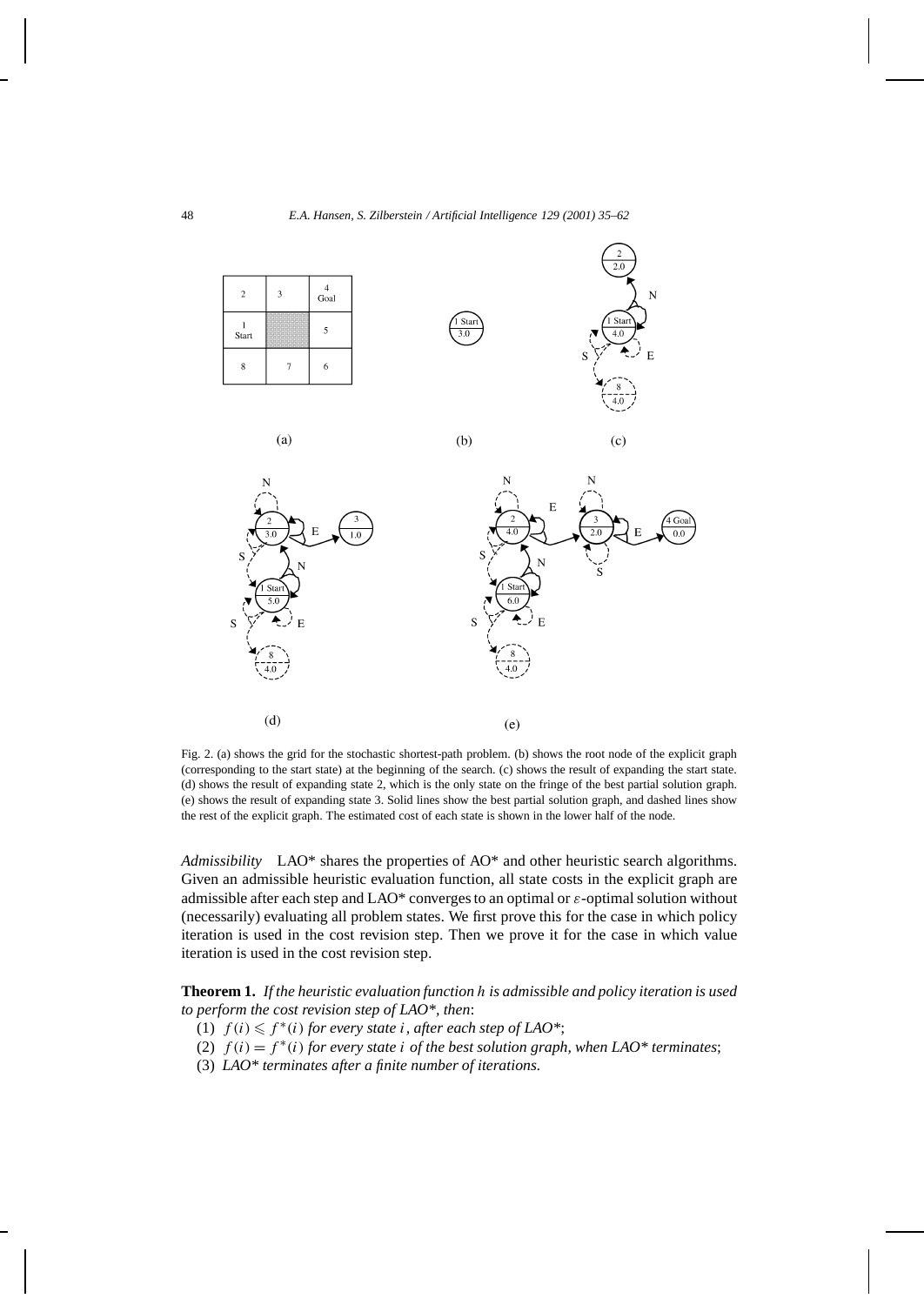Fig. 2. (a) shows the grid for the stochastic shortest-path problem. (b) shows the root node of the explicit graph (corresponding to the start state) at the beginning of the search. (c) shows the result of expanding the start state. (d) shows the result of expanding state 2, which is the only state on the fringe of the best partial solution graph. (e) shows the result of expanding state 3. Solid lines show the best partial solution graph, and dashed lines show the rest of the explicit graph. The estimated cost of each state is shown in the lower half of the node.

*Admissibility* LAO* shares the properties of AO* and other heuristic search algorithms. Given an admissible heuristic evaluation function, all state costs in the explicit graph are admissible after each step and LAO* converges to an optimal or $\varepsilon$-optimal solution without (necessarily) evaluating all problem states. We first prove this for the case in which policy iteration is used in the cost revision step. Then we prove it for the case in which value iteration is used in the cost revision step.

**Theorem 1.** *If the heuristic evaluation function $h$ is admissible and policy iteration is used to perform the cost revision step of LAO*, then*:

(1) $f(i) \leqslant f^*(i)$ *for every state $i$, after each step of LAO**;

(2) $f(i) = f^*(i)$ *for every state $i$ of the best solution graph, when LAO* terminates*;

(3) *LAO* terminates after a finite number of iterations.*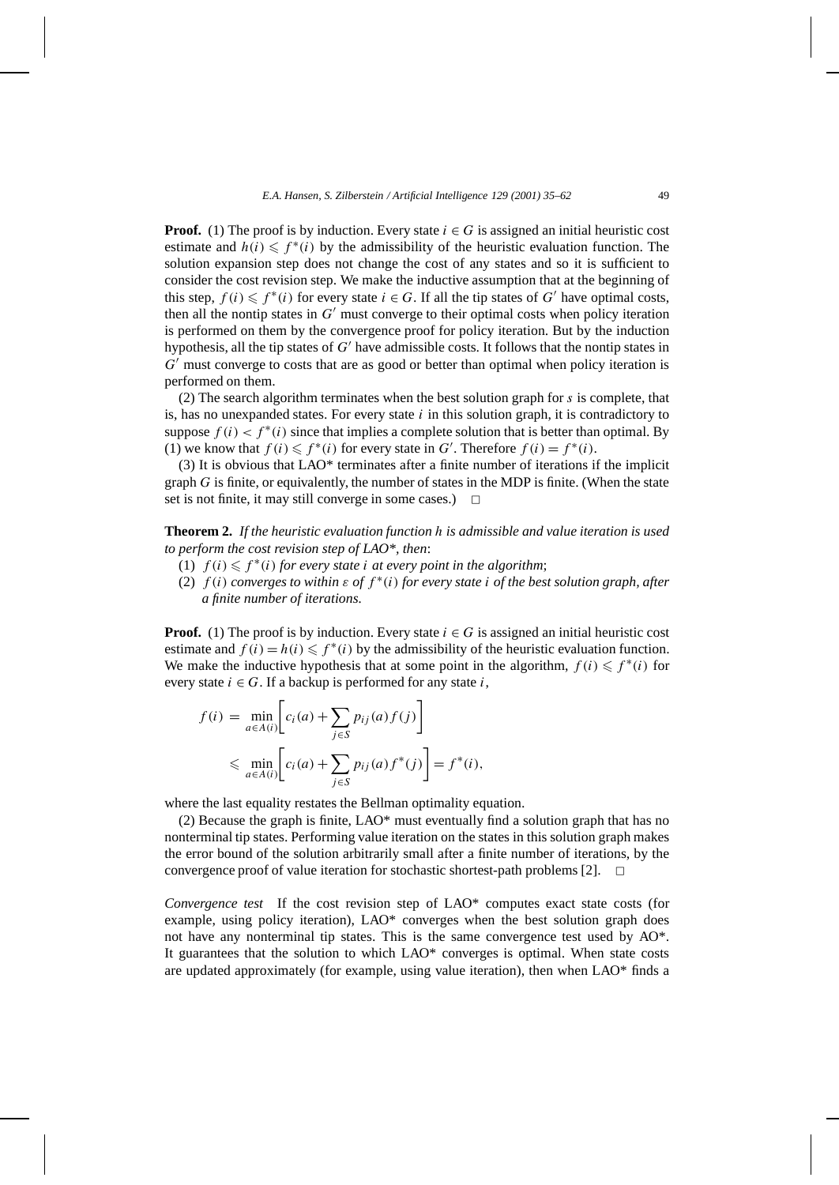**Proof.** (1) The proof is by induction. Every state $i \in G$ is assigned an initial heuristic cost estimate and $h(i) \leqslant f^*(i)$ by the admissibility of the heuristic evaluation function. The solution expansion step does not change the cost of any states and so it is sufficient to consider the cost revision step. We make the inductive assumption that at the beginning of this step, $f(i) \leqslant f^*(i)$ for every state $i \in G$. If all the tip states of $G'$ have optimal costs, then all the nontip states in $G'$ must converge to their optimal costs when policy iteration is performed on them by the convergence proof for policy iteration. But by the induction hypothesis, all the tip states of $G'$ have admissible costs. It follows that the nontip states in $G'$ must converge to costs that are as good or better than optimal when policy iteration is performed on them.

(2) The search algorithm terminates when the best solution graph for $s$ is complete, that is, has no unexpanded states. For every state $i$ in this solution graph, it is contradictory to suppose $f(i) < f^*(i)$ since that implies a complete solution that is better than optimal. By (1) we know that $f(i) \leqslant f^*(i)$ for every state in $G'$. Therefore $f(i) = f^*(i)$.

(3) It is obvious that LAO* terminates after a finite number of iterations if the implicit graph $G$ is finite, or equivalently, the number of states in the MDP is finite. (When the state set is not finite, it may still converge in some cases.) □

**Theorem 2.** *If the heuristic evaluation function $h$ is admissible and value iteration is used to perform the cost revision step of LAO\*, then*:

(1) *$f(i) \leqslant f^*(i)$ for every state $i$ at every point in the algorithm*;

(2) *$f(i)$ converges to within $\varepsilon$ of $f^*(i)$ for every state $i$ of the best solution graph, after a finite number of iterations.*

**Proof.** (1) The proof is by induction. Every state $i \in G$ is assigned an initial heuristic cost estimate and $f(i) = h(i) \leqslant f^*(i)$ by the admissibility of the heuristic evaluation function. We make the inductive hypothesis that at some point in the algorithm, $f(i) \leqslant f^*(i)$ for every state $i \in G$. If a backup is performed for any state $i$,

$$f(i) = \min_{a \in A(i)} \left[ c_i(a) + \sum_{j \in S} p_{ij}(a) f(j) \right]$$

$$\leqslant \min_{a \in A(i)} \left[ c_i(a) + \sum_{j \in S} p_{ij}(a) f^*(j) \right] = f^*(i),$$

where the last equality restates the Bellman optimality equation.

(2) Because the graph is finite, LAO* must eventually find a solution graph that has no nonterminal tip states. Performing value iteration on the states in this solution graph makes the error bound of the solution arbitrarily small after a finite number of iterations, by the convergence proof of value iteration for stochastic shortest-path problems [2]. □

*Convergence test* If the cost revision step of LAO* computes exact state costs (for example, using policy iteration), LAO* converges when the best solution graph does not have any nonterminal tip states. This is the same convergence test used by AO*. It guarantees that the solution to which LAO* converges is optimal. When state costs are updated approximately (for example, using value iteration), then when LAO* finds a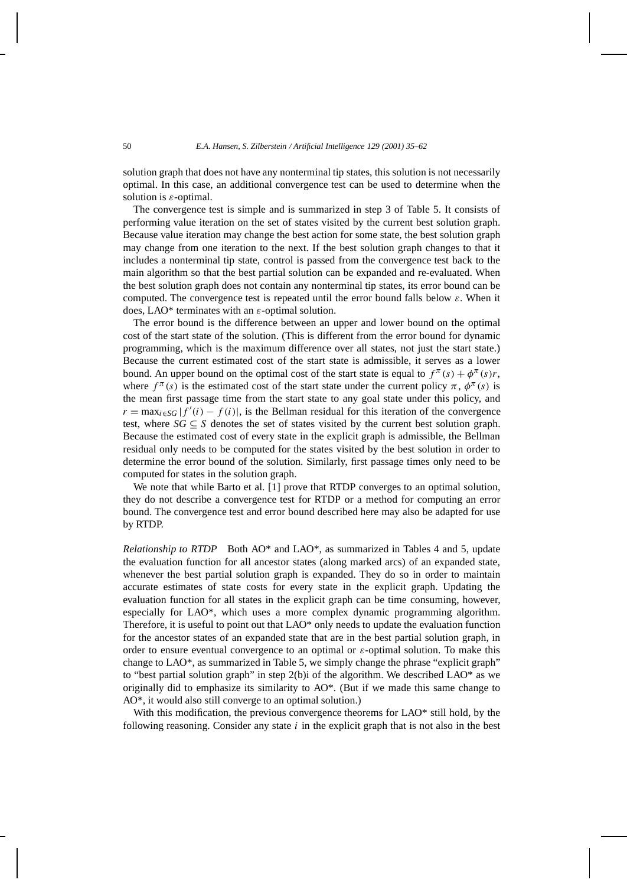solution graph that does not have any nonterminal tip states, this solution is not necessarily optimal. In this case, an additional convergence test can be used to determine when the solution is $\varepsilon$-optimal.

The convergence test is simple and is summarized in step 3 of Table 5. It consists of performing value iteration on the set of states visited by the current best solution graph. Because value iteration may change the best action for some state, the best solution graph may change from one iteration to the next. If the best solution graph changes to that it includes a nonterminal tip state, control is passed from the convergence test back to the main algorithm so that the best partial solution can be expanded and re-evaluated. When the best solution graph does not contain any nonterminal tip states, its error bound can be computed. The convergence test is repeated until the error bound falls below $\varepsilon$. When it does, LAO* terminates with an $\varepsilon$-optimal solution.

The error bound is the difference between an upper and lower bound on the optimal cost of the start state of the solution. (This is different from the error bound for dynamic programming, which is the maximum difference over all states, not just the start state.) Because the current estimated cost of the start state is admissible, it serves as a lower bound. An upper bound on the optimal cost of the start state is equal to $f^{\pi}(s) + \phi^{\pi}(s)r$, where $f^{\pi}(s)$ is the estimated cost of the start state under the current policy $\pi$, $\phi^{\pi}(s)$ is the mean first passage time from the start state to any goal state under this policy, and $r = \max_{i \in SG} |f'(i) - f(i)|$, is the Bellman residual for this iteration of the convergence test, where $SG \subseteq S$ denotes the set of states visited by the current best solution graph. Because the estimated cost of every state in the explicit graph is admissible, the Bellman residual only needs to be computed for the states visited by the best solution in order to determine the error bound of the solution. Similarly, first passage times only need to be computed for states in the solution graph.

We note that while Barto et al. [1] prove that RTDP converges to an optimal solution, they do not describe a convergence test for RTDP or a method for computing an error bound. The convergence test and error bound described here may also be adapted for use by RTDP.

*Relationship to RTDP* Both AO* and LAO*, as summarized in Tables 4 and 5, update the evaluation function for all ancestor states (along marked arcs) of an expanded state, whenever the best partial solution graph is expanded. They do so in order to maintain accurate estimates of state costs for every state in the explicit graph. Updating the evaluation function for all states in the explicit graph can be time consuming, however, especially for LAO*, which uses a more complex dynamic programming algorithm. Therefore, it is useful to point out that LAO* only needs to update the evaluation function for the ancestor states of an expanded state that are in the best partial solution graph, in order to ensure eventual convergence to an optimal or $\varepsilon$-optimal solution. To make this change to LAO*, as summarized in Table 5, we simply change the phrase "explicit graph" to "best partial solution graph" in step 2(b)i of the algorithm. We described LAO* as we originally did to emphasize its similarity to AO*. (But if we made this same change to AO*, it would also still converge to an optimal solution.)

With this modification, the previous convergence theorems for LAO* still hold, by the following reasoning. Consider any state $i$ in the explicit graph that is not also in the best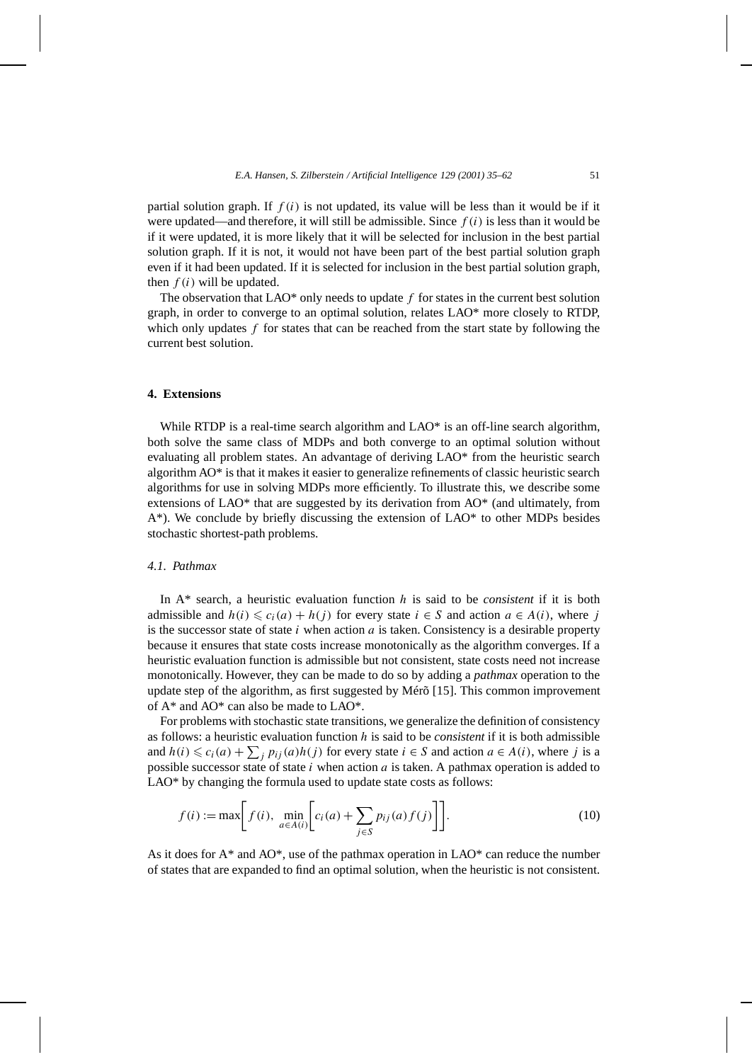partial solution graph. If $f(i)$ is not updated, its value will be less than it would be if it were updated—and therefore, it will still be admissible. Since $f(i)$ is less than it would be if it were updated, it is more likely that it will be selected for inclusion in the best partial solution graph. If it is not, it would not have been part of the best partial solution graph even if it had been updated. If it is selected for inclusion in the best partial solution graph, then $f(i)$ will be updated.

The observation that LAO* only needs to update $f$ for states in the current best solution graph, in order to converge to an optimal solution, relates LAO* more closely to RTDP, which only updates $f$ for states that can be reached from the start state by following the current best solution.

## 4. Extensions

While RTDP is a real-time search algorithm and LAO* is an off-line search algorithm, both solve the same class of MDPs and both converge to an optimal solution without evaluating all problem states. An advantage of deriving LAO* from the heuristic search algorithm AO* is that it makes it easier to generalize refinements of classic heuristic search algorithms for use in solving MDPs more efficiently. To illustrate this, we describe some extensions of LAO* that are suggested by its derivation from AO* (and ultimately, from A*). We conclude by briefly discussing the extension of LAO* to other MDPs besides stochastic shortest-path problems.

### *4.1. Pathmax*

In A* search, a heuristic evaluation function $h$ is said to be *consistent* if it is both admissible and $h(i) \leqslant c_i(a) + h(j)$ for every state $i \in S$ and action $a \in A(i)$, where $j$ is the successor state of state $i$ when action $a$ is taken. Consistency is a desirable property because it ensures that state costs increase monotonically as the algorithm converges. If a heuristic evaluation function is admissible but not consistent, state costs need not increase monotonically. However, they can be made to do so by adding a *pathmax* operation to the update step of the algorithm, as first suggested by Mérõ [15]. This common improvement of A* and AO* can also be made to LAO*.

For problems with stochastic state transitions, we generalize the definition of consistency as follows: a heuristic evaluation function $h$ is said to be *consistent* if it is both admissible and $h(i) \leqslant c_i(a) + \sum_j p_{ij}(a)h(j)$ for every state $i \in S$ and action $a \in A(i)$, where $j$ is a possible successor state of state $i$ when action $a$ is taken. A pathmax operation is added to LAO* by changing the formula used to update state costs as follows:

$$f(i) := \max\left[ f(i),\ \min_{a \in A(i)} \left[ c_i(a) + \sum_{j \in S} p_{ij}(a) f(j) \right] \right]. \tag{10}$$

As it does for A* and AO*, use of the pathmax operation in LAO* can reduce the number of states that are expanded to find an optimal solution, when the heuristic is not consistent.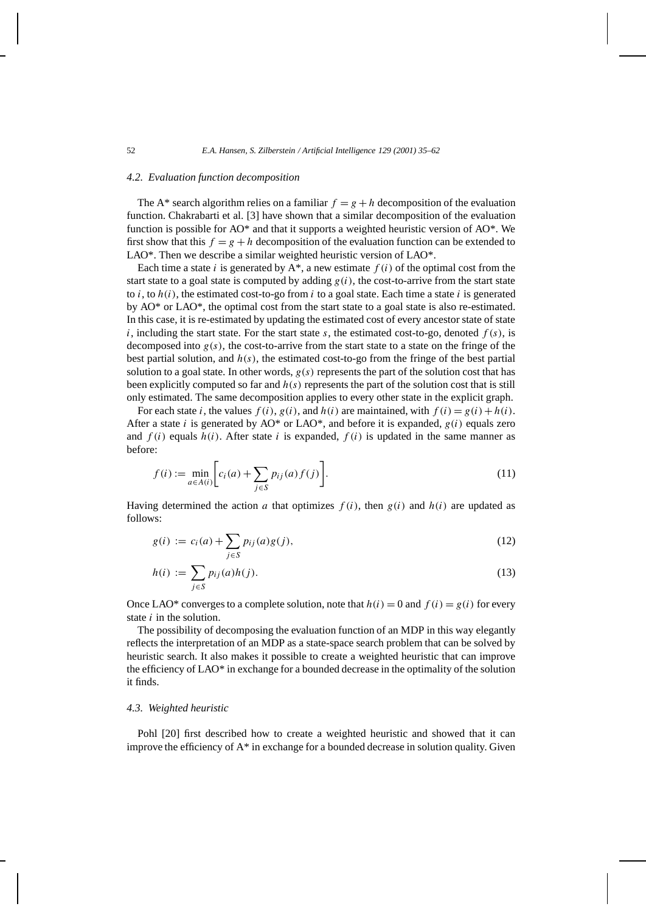### 4.2. Evaluation function decomposition

The A* search algorithm relies on a familiar $f = g + h$ decomposition of the evaluation function. Chakrabarti et al. [3] have shown that a similar decomposition of the evaluation function is possible for AO* and that it supports a weighted heuristic version of AO*. We first show that this $f = g + h$ decomposition of the evaluation function can be extended to LAO*. Then we describe a similar weighted heuristic version of LAO*.

Each time a state $i$ is generated by A*, a new estimate $f(i)$ of the optimal cost from the start state to a goal state is computed by adding $g(i)$, the cost-to-arrive from the start state to $i$, to $h(i)$, the estimated cost-to-go from $i$ to a goal state. Each time a state $i$ is generated by AO* or LAO*, the optimal cost from the start state to a goal state is also re-estimated. In this case, it is re-estimated by updating the estimated cost of every ancestor state of state $i$, including the start state. For the start state $s$, the estimated cost-to-go, denoted $f(s)$, is decomposed into $g(s)$, the cost-to-arrive from the start state to a state on the fringe of the best partial solution, and $h(s)$, the estimated cost-to-go from the fringe of the best partial solution to a goal state. In other words, $g(s)$ represents the part of the solution cost that has been explicitly computed so far and $h(s)$ represents the part of the solution cost that is still only estimated. The same decomposition applies to every other state in the explicit graph.

For each state $i$, the values $f(i)$, $g(i)$, and $h(i)$ are maintained, with $f(i) = g(i) + h(i)$. After a state $i$ is generated by AO* or LAO*, and before it is expanded, $g(i)$ equals zero and $f(i)$ equals $h(i)$. After state $i$ is expanded, $f(i)$ is updated in the same manner as before:

$$f(i) := \min_{a \in A(i)} \left[ c_i(a) + \sum_{j \in S} p_{ij}(a) f(j) \right]. \tag{11}$$

Having determined the action $a$ that optimizes $f(i)$, then $g(i)$ and $h(i)$ are updated as follows:

$$g(i) := c_i(a) + \sum_{j \in S} p_{ij}(a) g(j), \tag{12}$$

$$h(i) := \sum_{j \in S} p_{ij}(a) h(j). \tag{13}$$

Once LAO* converges to a complete solution, note that $h(i) = 0$ and $f(i) = g(i)$ for every state $i$ in the solution.

The possibility of decomposing the evaluation function of an MDP in this way elegantly reflects the interpretation of an MDP as a state-space search problem that can be solved by heuristic search. It also makes it possible to create a weighted heuristic that can improve the efficiency of LAO* in exchange for a bounded decrease in the optimality of the solution it finds.

### 4.3. Weighted heuristic

Pohl [20] first described how to create a weighted heuristic and showed that it can improve the efficiency of A* in exchange for a bounded decrease in solution quality. Given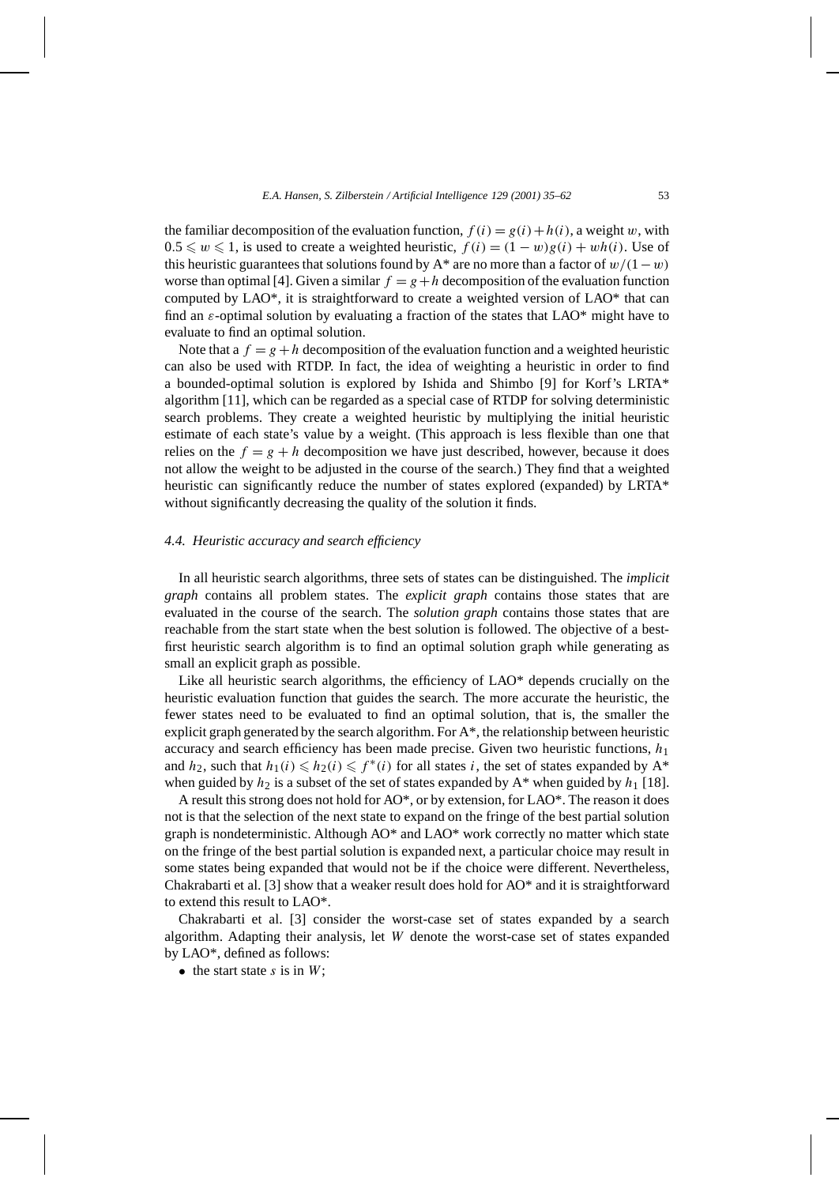the familiar decomposition of the evaluation function, $f(i) = g(i) + h(i)$, a weight $w$, with $0.5 \leqslant w \leqslant 1$, is used to create a weighted heuristic, $f(i) = (1-w)g(i) + wh(i)$. Use of this heuristic guarantees that solutions found by A* are no more than a factor of $w/(1-w)$ worse than optimal [4]. Given a similar $f = g + h$ decomposition of the evaluation function computed by LAO*, it is straightforward to create a weighted version of LAO* that can find an $\varepsilon$-optimal solution by evaluating a fraction of the states that LAO* might have to evaluate to find an optimal solution.

Note that a $f = g + h$ decomposition of the evaluation function and a weighted heuristic can also be used with RTDP. In fact, the idea of weighting a heuristic in order to find a bounded-optimal solution is explored by Ishida and Shimbo [9] for Korf's LRTA* algorithm [11], which can be regarded as a special case of RTDP for solving deterministic search problems. They create a weighted heuristic by multiplying the initial heuristic estimate of each state's value by a weight. (This approach is less flexible than one that relies on the $f = g + h$ decomposition we have just described, however, because it does not allow the weight to be adjusted in the course of the search.) They find that a weighted heuristic can significantly reduce the number of states explored (expanded) by LRTA* without significantly decreasing the quality of the solution it finds.

### *4.4. Heuristic accuracy and search efficiency*

In all heuristic search algorithms, three sets of states can be distinguished. The *implicit graph* contains all problem states. The *explicit graph* contains those states that are evaluated in the course of the search. The *solution graph* contains those states that are reachable from the start state when the best solution is followed. The objective of a best-first heuristic search algorithm is to find an optimal solution graph while generating as small an explicit graph as possible.

Like all heuristic search algorithms, the efficiency of LAO* depends crucially on the heuristic evaluation function that guides the search. The more accurate the heuristic, the fewer states need to be evaluated to find an optimal solution, that is, the smaller the explicit graph generated by the search algorithm. For A*, the relationship between heuristic accuracy and search efficiency has been made precise. Given two heuristic functions, $h_1$ and $h_2$, such that $h_1(i) \leqslant h_2(i) \leqslant f^*(i)$ for all states $i$, the set of states expanded by A* when guided by $h_2$ is a subset of the set of states expanded by A* when guided by $h_1$ [18].

A result this strong does not hold for AO*, or by extension, for LAO*. The reason it does not is that the selection of the next state to expand on the fringe of the best partial solution graph is nondeterministic. Although AO* and LAO* work correctly no matter which state on the fringe of the best partial solution is expanded next, a particular choice may result in some states being expanded that would not be if the choice were different. Nevertheless, Chakrabarti et al. [3] show that a weaker result does hold for AO* and it is straightforward to extend this result to LAO*.

Chakrabarti et al. [3] consider the worst-case set of states expanded by a search algorithm. Adapting their analysis, let $W$ denote the worst-case set of states expanded by LAO*, defined as follows:

- the start state $s$ is in $W$;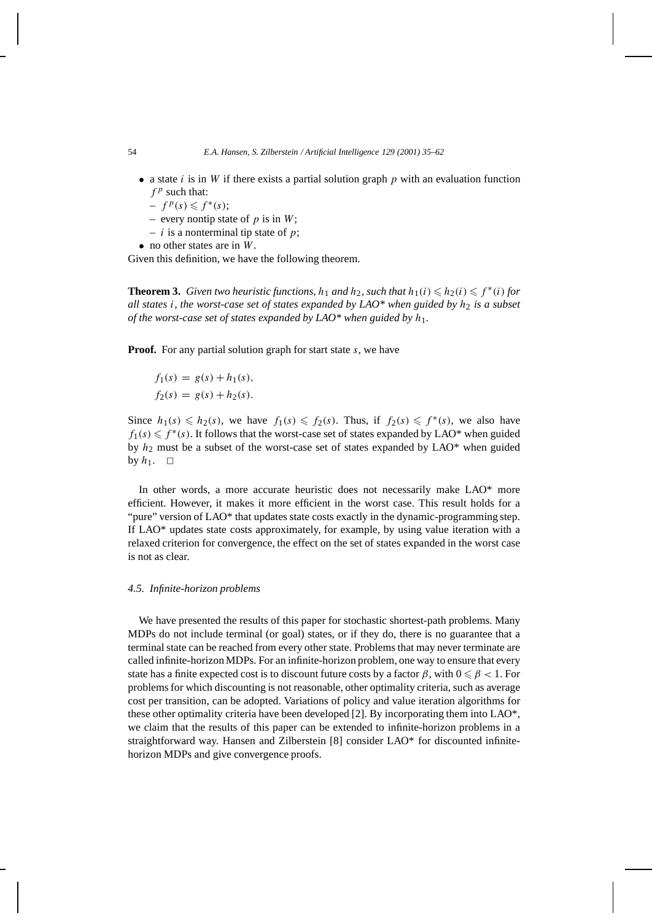- a state $i$ is in $W$ if there exists a partial solution graph $p$ with an evaluation function $f^p$ such that:
  - $f^p(s) \leqslant f^*(s)$;
  - every nontip state of $p$ is in $W$;
  - $i$ is a nonterminal tip state of $p$;
- no other states are in $W$.

Given this definition, we have the following theorem.

**Theorem 3.** *Given two heuristic functions, $h_1$ and $h_2$, such that $h_1(i) \leqslant h_2(i) \leqslant f^*(i)$ for all states $i$, the worst-case set of states expanded by LAO\* when guided by $h_2$ is a subset of the worst-case set of states expanded by LAO\* when guided by $h_1$.*

**Proof.** For any partial solution graph for start state $s$, we have

$$f_1(s) = g(s) + h_1(s),$$
$$f_2(s) = g(s) + h_2(s).$$

Since $h_1(s) \leqslant h_2(s)$, we have $f_1(s) \leqslant f_2(s)$. Thus, if $f_2(s) \leqslant f^*(s)$, we also have $f_1(s) \leqslant f^*(s)$. It follows that the worst-case set of states expanded by LAO* when guided by $h_2$ must be a subset of the worst-case set of states expanded by LAO* when guided by $h_1$. $\square$

In other words, a more accurate heuristic does not necessarily make LAO* more efficient. However, it makes it more efficient in the worst case. This result holds for a "pure" version of LAO* that updates state costs exactly in the dynamic-programming step. If LAO* updates state costs approximately, for example, by using value iteration with a relaxed criterion for convergence, the effect on the set of states expanded in the worst case is not as clear.

### 4.5. *Infinite-horizon problems*

We have presented the results of this paper for stochastic shortest-path problems. Many MDPs do not include terminal (or goal) states, or if they do, there is no guarantee that a terminal state can be reached from every other state. Problems that may never terminate are called infinite-horizon MDPs. For an infinite-horizon problem, one way to ensure that every state has a finite expected cost is to discount future costs by a factor $\beta$, with $0 \leqslant \beta < 1$. For problems for which discounting is not reasonable, other optimality criteria, such as average cost per transition, can be adopted. Variations of policy and value iteration algorithms for these other optimality criteria have been developed [2]. By incorporating them into LAO*, we claim that the results of this paper can be extended to infinite-horizon problems in a straightforward way. Hansen and Zilberstein [8] consider LAO* for discounted infinite-horizon MDPs and give convergence proofs.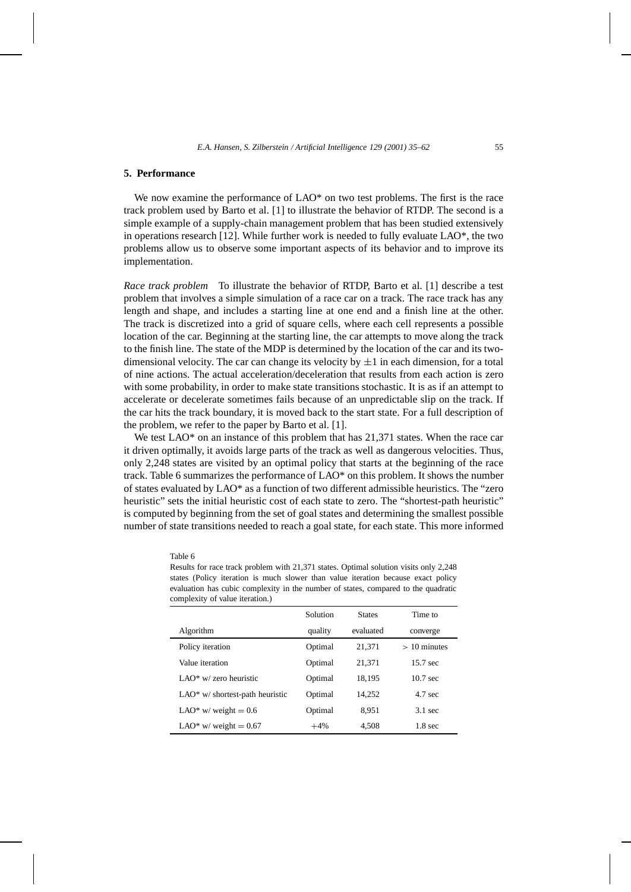## 5. Performance

We now examine the performance of LAO* on two test problems. The first is the race track problem used by Barto et al. [1] to illustrate the behavior of RTDP. The second is a simple example of a supply-chain management problem that has been studied extensively in operations research [12]. While further work is needed to fully evaluate LAO*, the two problems allow us to observe some important aspects of its behavior and to improve its implementation.

*Race track problem* To illustrate the behavior of RTDP, Barto et al. [1] describe a test problem that involves a simple simulation of a race car on a track. The race track has any length and shape, and includes a starting line at one end and a finish line at the other. The track is discretized into a grid of square cells, where each cell represents a possible location of the car. Beginning at the starting line, the car attempts to move along the track to the finish line. The state of the MDP is determined by the location of the car and its two-dimensional velocity. The car can change its velocity by $\pm 1$ in each dimension, for a total of nine actions. The actual acceleration/deceleration that results from each action is zero with some probability, in order to make state transitions stochastic. It is as if an attempt to accelerate or decelerate sometimes fails because of an unpredictable slip on the track. If the car hits the track boundary, it is moved back to the start state. For a full description of the problem, we refer to the paper by Barto et al. [1].

We test LAO* on an instance of this problem that has 21,371 states. When the race car it driven optimally, it avoids large parts of the track as well as dangerous velocities. Thus, only 2,248 states are visited by an optimal policy that starts at the beginning of the race track. Table 6 summarizes the performance of LAO* on this problem. It shows the number of states evaluated by LAO* as a function of two different admissible heuristics. The "zero heuristic" sets the initial heuristic cost of each state to zero. The "shortest-path heuristic" is computed by beginning from the set of goal states and determining the smallest possible number of state transitions needed to reach a goal state, for each state. This more informed

Table 6

Results for race track problem with 21,371 states. Optimal solution visits only 2,248 states (Policy iteration is much slower than value iteration because exact policy evaluation has cubic complexity in the number of states, compared to the quadratic complexity of value iteration.)

| Algorithm | Solution quality | States evaluated | Time to converge |
|---|---|---|---|
| Policy iteration | Optimal | 21,371 | $>$ 10 minutes |
| Value iteration | Optimal | 21,371 | 15.7 sec |
| LAO* w/ zero heuristic | Optimal | 18,195 | 10.7 sec |
| LAO* w/ shortest-path heuristic | Optimal | 14,252 | 4.7 sec |
| LAO* w/ weight $= 0.6$ | Optimal | 8,951 | 3.1 sec |
| LAO* w/ weight $= 0.67$ | $+4\%$ | 4,508 | 1.8 sec |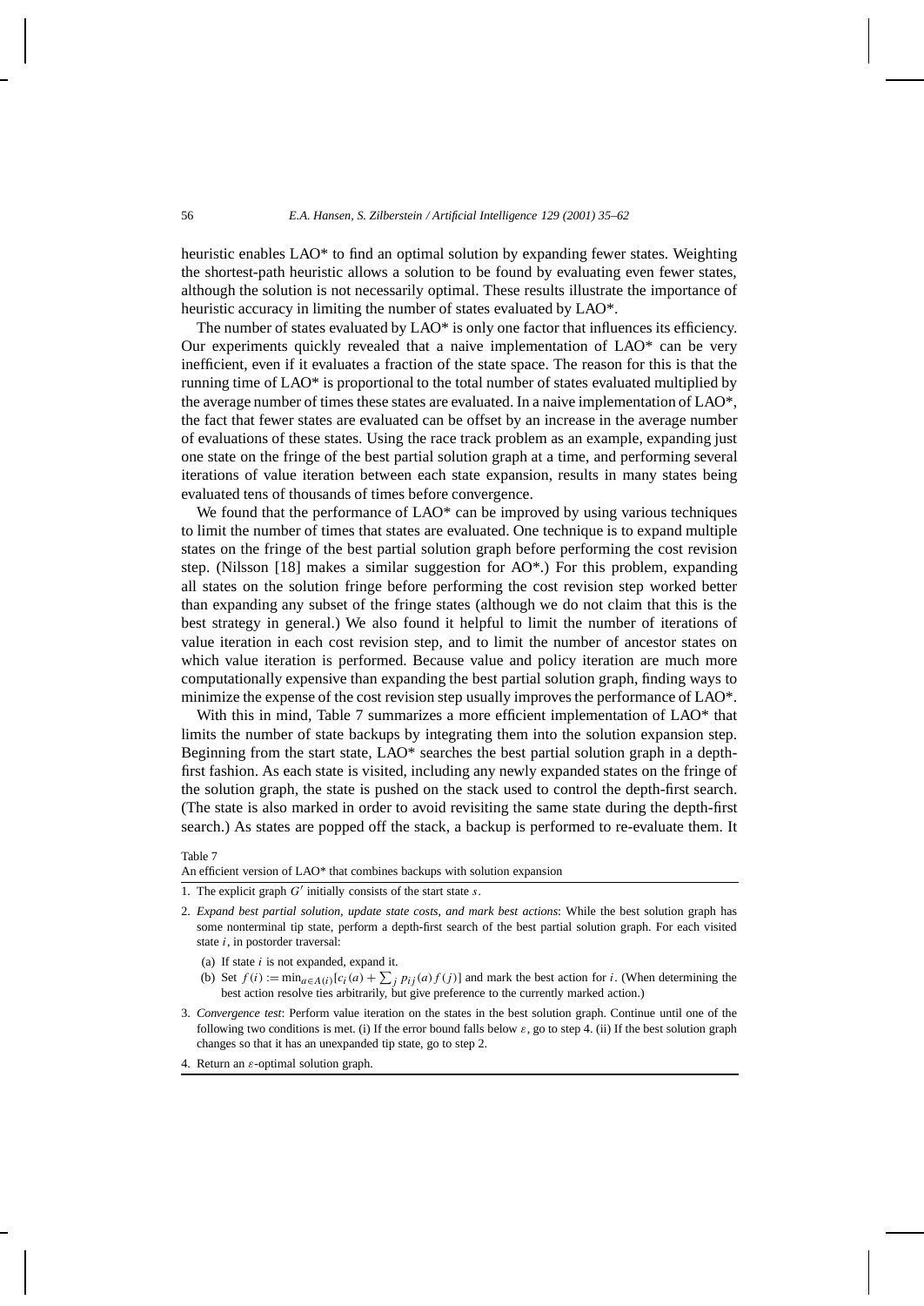heuristic enables LAO* to find an optimal solution by expanding fewer states. Weighting the shortest-path heuristic allows a solution to be found by evaluating even fewer states, although the solution is not necessarily optimal. These results illustrate the importance of heuristic accuracy in limiting the number of states evaluated by LAO*.

The number of states evaluated by LAO* is only one factor that influences its efficiency. Our experiments quickly revealed that a naive implementation of LAO* can be very inefficient, even if it evaluates a fraction of the state space. The reason for this is that the running time of LAO* is proportional to the total number of states evaluated multiplied by the average number of times these states are evaluated. In a naive implementation of LAO*, the fact that fewer states are evaluated can be offset by an increase in the average number of evaluations of these states. Using the race track problem as an example, expanding just one state on the fringe of the best partial solution graph at a time, and performing several iterations of value iteration between each state expansion, results in many states being evaluated tens of thousands of times before convergence.

We found that the performance of LAO* can be improved by using various techniques to limit the number of times that states are evaluated. One technique is to expand multiple states on the fringe of the best partial solution graph before performing the cost revision step. (Nilsson [18] makes a similar suggestion for AO*.) For this problem, expanding all states on the solution fringe before performing the cost revision step worked better than expanding any subset of the fringe states (although we do not claim that this is the best strategy in general.) We also found it helpful to limit the number of iterations of value iteration in each cost revision step, and to limit the number of ancestor states on which value iteration is performed. Because value and policy iteration are much more computationally expensive than expanding the best partial solution graph, finding ways to minimize the expense of the cost revision step usually improves the performance of LAO*.

With this in mind, Table 7 summarizes a more efficient implementation of LAO* that limits the number of state backups by integrating them into the solution expansion step. Beginning from the start state, LAO* searches the best partial solution graph in a depth-first fashion. As each state is visited, including any newly expanded states on the fringe of the solution graph, the state is pushed on the stack used to control the depth-first search. (The state is also marked in order to avoid revisiting the same state during the depth-first search.) As states are popped off the stack, a backup is performed to re-evaluate them. It

Table 7

An efficient version of LAO* that combines backups with solution expansion

1. The explicit graph $G'$ initially consists of the start state $s$.
2. *Expand best partial solution, update state costs, and mark best actions*: While the best solution graph has some nonterminal tip state, perform a depth-first search of the best partial solution graph. For each visited state $i$, in postorder traversal:
   - (a) If state $i$ is not expanded, expand it.
   - (b) Set $f(i) := \min_{a \in A(i)}[c_i(a) + \sum_j p_{ij}(a) f(j)]$ and mark the best action for $i$. (When determining the best action resolve ties arbitrarily, but give preference to the currently marked action.)
3. *Convergence test*: Perform value iteration on the states in the best solution graph. Continue until one of the following two conditions is met. (i) If the error bound falls below $\varepsilon$, go to step 4. (ii) If the best solution graph changes so that it has an unexpanded tip state, go to step 2.
4. Return an $\varepsilon$-optimal solution graph.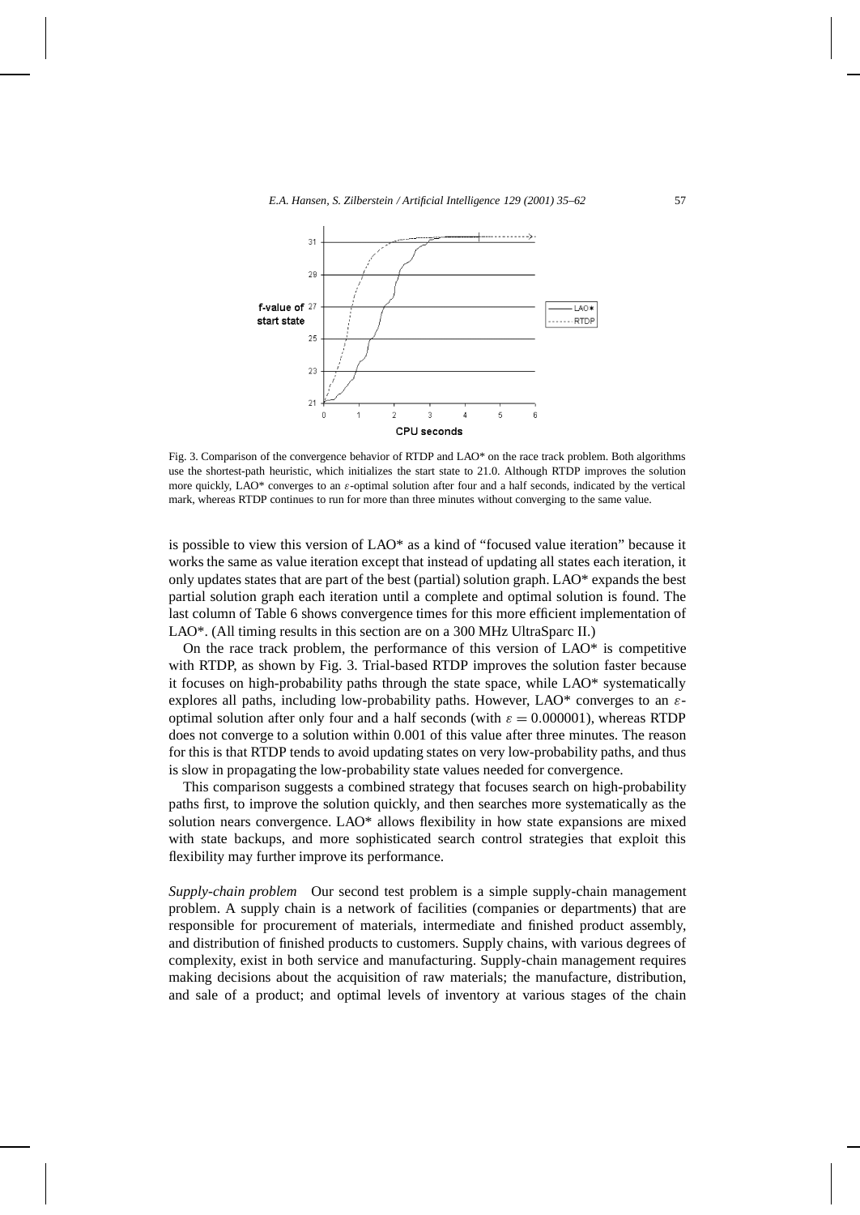Fig. 3. Comparison of the convergence behavior of RTDP and LAO* on the race track problem. Both algorithms use the shortest-path heuristic, which initializes the start state to 21.0. Although RTDP improves the solution more quickly, LAO* converges to an $\varepsilon$-optimal solution after four and a half seconds, indicated by the vertical mark, whereas RTDP continues to run for more than three minutes without converging to the same value.

is possible to view this version of LAO* as a kind of "focused value iteration" because it works the same as value iteration except that instead of updating all states each iteration, it only updates states that are part of the best (partial) solution graph. LAO* expands the best partial solution graph each iteration until a complete and optimal solution is found. The last column of Table 6 shows convergence times for this more efficient implementation of LAO*. (All timing results in this section are on a 300 MHz UltraSparc II.)

On the race track problem, the performance of this version of LAO* is competitive with RTDP, as shown by Fig. 3. Trial-based RTDP improves the solution faster because it focuses on high-probability paths through the state space, while LAO* systematically explores all paths, including low-probability paths. However, LAO* converges to an $\varepsilon$-optimal solution after only four and a half seconds (with $\varepsilon = 0.000001$), whereas RTDP does not converge to a solution within 0.001 of this value after three minutes. The reason for this is that RTDP tends to avoid updating states on very low-probability paths, and thus is slow in propagating the low-probability state values needed for convergence.

This comparison suggests a combined strategy that focuses search on high-probability paths first, to improve the solution quickly, and then searches more systematically as the solution nears convergence. LAO* allows flexibility in how state expansions are mixed with state backups, and more sophisticated search control strategies that exploit this flexibility may further improve its performance.

*Supply-chain problem* Our second test problem is a simple supply-chain management problem. A supply chain is a network of facilities (companies or departments) that are responsible for procurement of materials, intermediate and finished product assembly, and distribution of finished products to customers. Supply chains, with various degrees of complexity, exist in both service and manufacturing. Supply-chain management requires making decisions about the acquisition of raw materials; the manufacture, distribution, and sale of a product; and optimal levels of inventory at various stages of the chain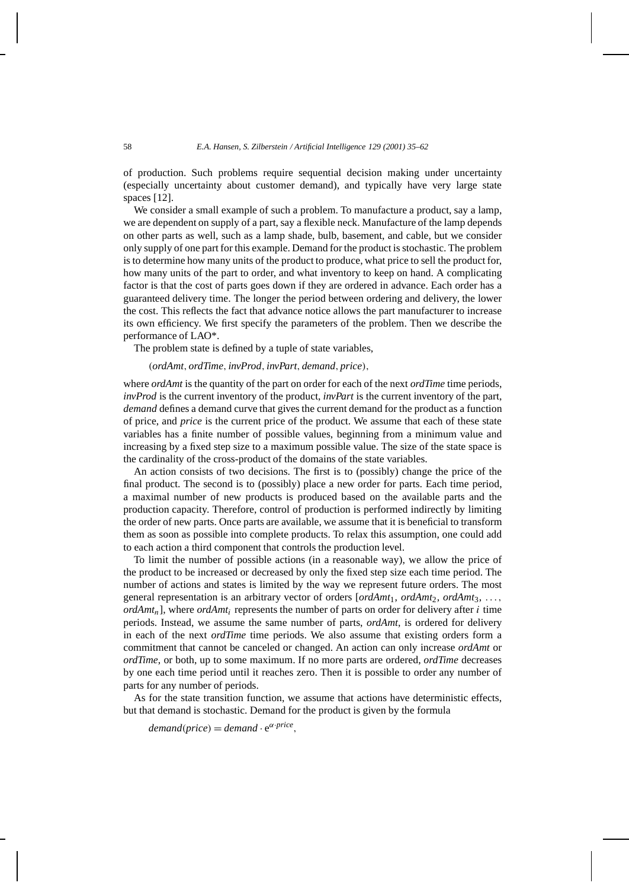of production. Such problems require sequential decision making under uncertainty (especially uncertainty about customer demand), and typically have very large state spaces [12].

We consider a small example of such a problem. To manufacture a product, say a lamp, we are dependent on supply of a part, say a flexible neck. Manufacture of the lamp depends on other parts as well, such as a lamp shade, bulb, basement, and cable, but we consider only supply of one part for this example. Demand for the product is stochastic. The problem is to determine how many units of the product to produce, what price to sell the product for, how many units of the part to order, and what inventory to keep on hand. A complicating factor is that the cost of parts goes down if they are ordered in advance. Each order has a guaranteed delivery time. The longer the period between ordering and delivery, the lower the cost. This reflects the fact that advance notice allows the part manufacturer to increase its own efficiency. We first specify the parameters of the problem. Then we describe the performance of LAO*.

The problem state is defined by a tuple of state variables,

$$(\mathit{ordAmt}, \mathit{ordTime}, \mathit{invProd}, \mathit{invPart}, \mathit{demand}, \mathit{price}),$$

where *ordAmt* is the quantity of the part on order for each of the next *ordTime* time periods, *invProd* is the current inventory of the product, *invPart* is the current inventory of the part, *demand* defines a demand curve that gives the current demand for the product as a function of price, and *price* is the current price of the product. We assume that each of these state variables has a finite number of possible values, beginning from a minimum value and increasing by a fixed step size to a maximum possible value. The size of the state space is the cardinality of the cross-product of the domains of the state variables.

An action consists of two decisions. The first is to (possibly) change the price of the final product. The second is to (possibly) place a new order for parts. Each time period, a maximal number of new products is produced based on the available parts and the production capacity. Therefore, control of production is performed indirectly by limiting the order of new parts. Once parts are available, we assume that it is beneficial to transform them as soon as possible into complete products. To relax this assumption, one could add to each action a third component that controls the production level.

To limit the number of possible actions (in a reasonable way), we allow the price of the product to be increased or decreased by only the fixed step size each time period. The number of actions and states is limited by the way we represent future orders. The most general representation is an arbitrary vector of orders $[\mathit{ordAmt}_1, \mathit{ordAmt}_2, \mathit{ordAmt}_3, \ldots, \mathit{ordAmt}_n]$, where $\mathit{ordAmt}_i$ represents the number of parts on order for delivery after $i$ time periods. Instead, we assume the same number of parts, *ordAmt*, is ordered for delivery in each of the next *ordTime* time periods. We also assume that existing orders form a commitment that cannot be canceled or changed. An action can only increase *ordAmt* or *ordTime*, or both, up to some maximum. If no more parts are ordered, *ordTime* decreases by one each time period until it reaches zero. Then it is possible to order any number of parts for any number of periods.

As for the state transition function, we assume that actions have deterministic effects, but that demand is stochastic. Demand for the product is given by the formula

$$\mathit{demand}(\mathit{price}) = \mathit{demand} \cdot e^{\alpha \cdot \mathit{price}},$$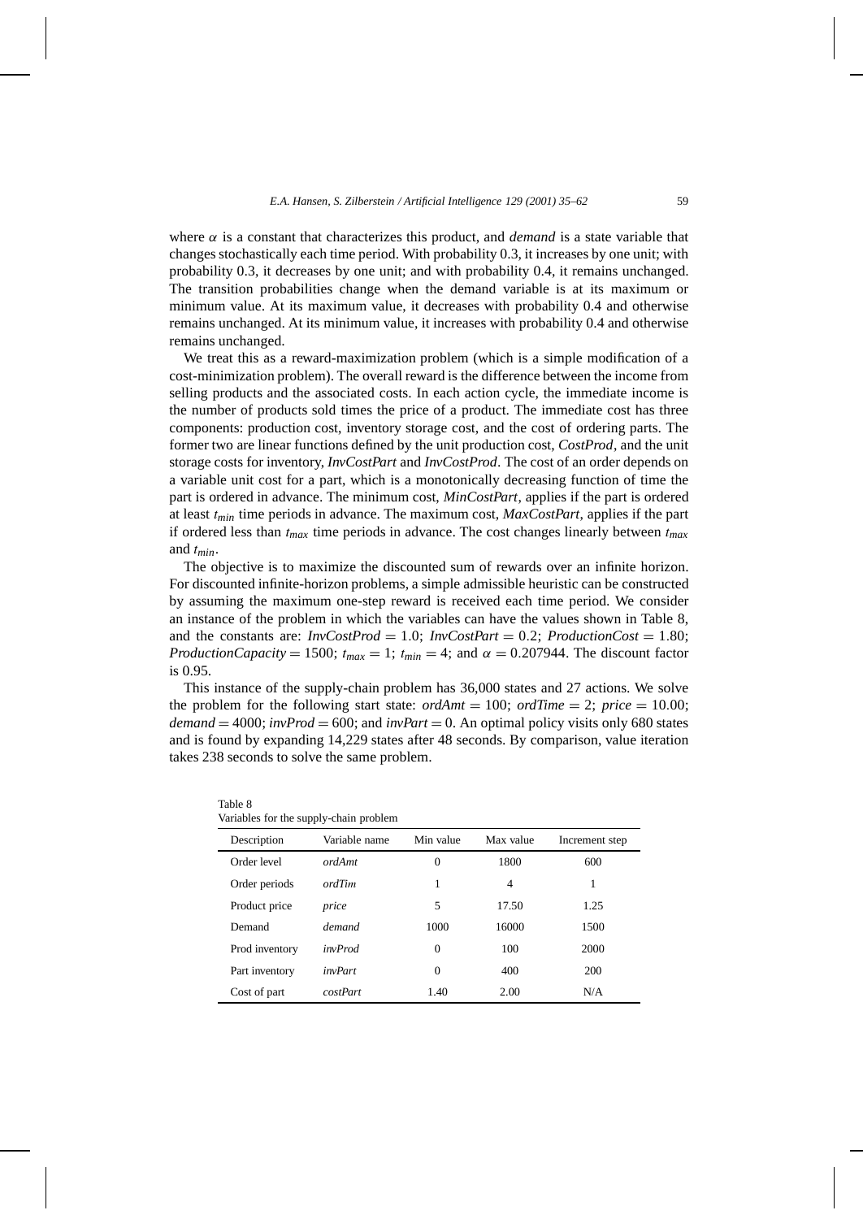where $\alpha$ is a constant that characterizes this product, and *demand* is a state variable that changes stochastically each time period. With probability 0.3, it increases by one unit; with probability 0.3, it decreases by one unit; and with probability 0.4, it remains unchanged. The transition probabilities change when the demand variable is at its maximum or minimum value. At its maximum value, it decreases with probability 0.4 and otherwise remains unchanged. At its minimum value, it increases with probability 0.4 and otherwise remains unchanged.

We treat this as a reward-maximization problem (which is a simple modification of a cost-minimization problem). The overall reward is the difference between the income from selling products and the associated costs. In each action cycle, the immediate income is the number of products sold times the price of a product. The immediate cost has three components: production cost, inventory storage cost, and the cost of ordering parts. The former two are linear functions defined by the unit production cost, *CostProd*, and the unit storage costs for inventory, *InvCostPart* and *InvCostProd*. The cost of an order depends on a variable unit cost for a part, which is a monotonically decreasing function of time the part is ordered in advance. The minimum cost, *MinCostPart*, applies if the part is ordered at least $t_{min}$ time periods in advance. The maximum cost, *MaxCostPart*, applies if the part if ordered less than $t_{max}$ time periods in advance. The cost changes linearly between $t_{max}$ and $t_{min}$.

The objective is to maximize the discounted sum of rewards over an infinite horizon. For discounted infinite-horizon problems, a simple admissible heuristic can be constructed by assuming the maximum one-step reward is received each time period. We consider an instance of the problem in which the variables can have the values shown in Table 8, and the constants are: $InvCostProd = 1.0$; $InvCostPart = 0.2$; $ProductionCost = 1.80$; $ProductionCapacity = 1500$; $t_{max} = 1$; $t_{min} = 4$; and $\alpha = 0.207944$. The discount factor is 0.95.

This instance of the supply-chain problem has 36,000 states and 27 actions. We solve the problem for the following start state: $ordAmt = 100$; $ordTime = 2$; $price = 10.00$; $demand = 4000$; $invProd = 600$; and $invPart = 0$. An optimal policy visits only 680 states and is found by expanding 14,229 states after 48 seconds. By comparison, value iteration takes 238 seconds to solve the same problem.

Table 8
Variables for the supply-chain problem

| Description | Variable name | Min value | Max value | Increment step |
|---|---|---|---|---|
| Order level | *ordAmt* | 0 | 1800 | 600 |
| Order periods | *ordTim* | 1 | 4 | 1 |
| Product price | *price* | 5 | 17.50 | 1.25 |
| Demand | *demand* | 1000 | 16000 | 1500 |
| Prod inventory | *invProd* | 0 | 100 | 2000 |
| Part inventory | *invPart* | 0 | 400 | 200 |
| Cost of part | *costPart* | 1.40 | 2.00 | N/A |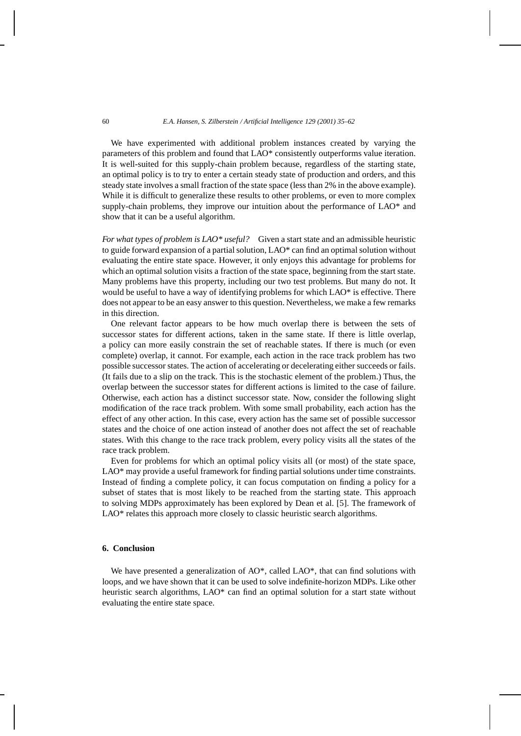We have experimented with additional problem instances created by varying the parameters of this problem and found that LAO* consistently outperforms value iteration. It is well-suited for this supply-chain problem because, regardless of the starting state, an optimal policy is to try to enter a certain steady state of production and orders, and this steady state involves a small fraction of the state space (less than 2% in the above example). While it is difficult to generalize these results to other problems, or even to more complex supply-chain problems, they improve our intuition about the performance of LAO* and show that it can be a useful algorithm.

*For what types of problem is LAO* useful?* Given a start state and an admissible heuristic to guide forward expansion of a partial solution, LAO* can find an optimal solution without evaluating the entire state space. However, it only enjoys this advantage for problems for which an optimal solution visits a fraction of the state space, beginning from the start state. Many problems have this property, including our two test problems. But many do not. It would be useful to have a way of identifying problems for which LAO* is effective. There does not appear to be an easy answer to this question. Nevertheless, we make a few remarks in this direction.

One relevant factor appears to be how much overlap there is between the sets of successor states for different actions, taken in the same state. If there is little overlap, a policy can more easily constrain the set of reachable states. If there is much (or even complete) overlap, it cannot. For example, each action in the race track problem has two possible successor states. The action of accelerating or decelerating either succeeds or fails. (It fails due to a slip on the track. This is the stochastic element of the problem.) Thus, the overlap between the successor states for different actions is limited to the case of failure. Otherwise, each action has a distinct successor state. Now, consider the following slight modification of the race track problem. With some small probability, each action has the effect of any other action. In this case, every action has the same set of possible successor states and the choice of one action instead of another does not affect the set of reachable states. With this change to the race track problem, every policy visits all the states of the race track problem.

Even for problems for which an optimal policy visits all (or most) of the state space, LAO* may provide a useful framework for finding partial solutions under time constraints. Instead of finding a complete policy, it can focus computation on finding a policy for a subset of states that is most likely to be reached from the starting state. This approach to solving MDPs approximately has been explored by Dean et al. [5]. The framework of LAO* relates this approach more closely to classic heuristic search algorithms.

## 6. Conclusion

We have presented a generalization of AO*, called LAO*, that can find solutions with loops, and we have shown that it can be used to solve indefinite-horizon MDPs. Like other heuristic search algorithms, LAO* can find an optimal solution for a start state without evaluating the entire state space.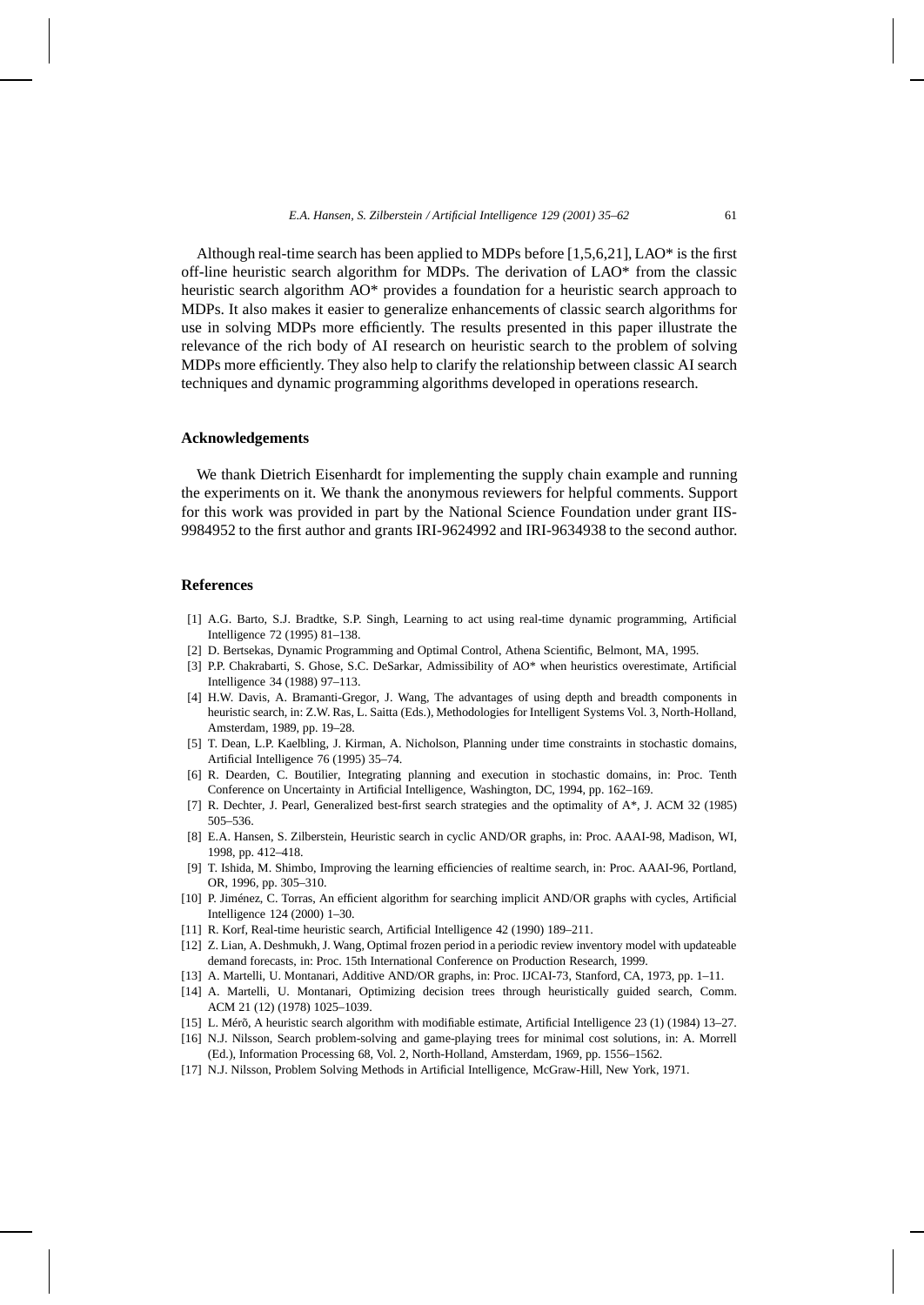Although real-time search has been applied to MDPs before [1,5,6,21], LAO* is the first off-line heuristic search algorithm for MDPs. The derivation of LAO* from the classic heuristic search algorithm AO* provides a foundation for a heuristic search approach to MDPs. It also makes it easier to generalize enhancements of classic search algorithms for use in solving MDPs more efficiently. The results presented in this paper illustrate the relevance of the rich body of AI research on heuristic search to the problem of solving MDPs more efficiently. They also help to clarify the relationship between classic AI search techniques and dynamic programming algorithms developed in operations research.

## Acknowledgements

We thank Dietrich Eisenhardt for implementing the supply chain example and running the experiments on it. We thank the anonymous reviewers for helpful comments. Support for this work was provided in part by the National Science Foundation under grant IIS-9984952 to the first author and grants IRI-9624992 and IRI-9634938 to the second author.

## References

[1] A.G. Barto, S.J. Bradtke, S.P. Singh, Learning to act using real-time dynamic programming, Artificial Intelligence 72 (1995) 81–138.

[2] D. Bertsekas, Dynamic Programming and Optimal Control, Athena Scientific, Belmont, MA, 1995.

[3] P.P. Chakrabarti, S. Ghose, S.C. DeSarkar, Admissibility of AO* when heuristics overestimate, Artificial Intelligence 34 (1988) 97–113.

[4] H.W. Davis, A. Bramanti-Gregor, J. Wang, The advantages of using depth and breadth components in heuristic search, in: Z.W. Ras, L. Saitta (Eds.), Methodologies for Intelligent Systems Vol. 3, North-Holland, Amsterdam, 1989, pp. 19–28.

[5] T. Dean, L.P. Kaelbling, J. Kirman, A. Nicholson, Planning under time constraints in stochastic domains, Artificial Intelligence 76 (1995) 35–74.

[6] R. Dearden, C. Boutilier, Integrating planning and execution in stochastic domains, in: Proc. Tenth Conference on Uncertainty in Artificial Intelligence, Washington, DC, 1994, pp. 162–169.

[7] R. Dechter, J. Pearl, Generalized best-first search strategies and the optimality of A*, J. ACM 32 (1985) 505–536.

[8] E.A. Hansen, S. Zilberstein, Heuristic search in cyclic AND/OR graphs, in: Proc. AAAI-98, Madison, WI, 1998, pp. 412–418.

[9] T. Ishida, M. Shimbo, Improving the learning efficiencies of realtime search, in: Proc. AAAI-96, Portland, OR, 1996, pp. 305–310.

[10] P. Jiménez, C. Torras, An efficient algorithm for searching implicit AND/OR graphs with cycles, Artificial Intelligence 124 (2000) 1–30.

[11] R. Korf, Real-time heuristic search, Artificial Intelligence 42 (1990) 189–211.

[12] Z. Lian, A. Deshmukh, J. Wang, Optimal frozen period in a periodic review inventory model with updateable demand forecasts, in: Proc. 15th International Conference on Production Research, 1999.

[13] A. Martelli, U. Montanari, Additive AND/OR graphs, in: Proc. IJCAI-73, Stanford, CA, 1973, pp. 1–11.

[14] A. Martelli, U. Montanari, Optimizing decision trees through heuristically guided search, Comm. ACM 21 (12) (1978) 1025–1039.

[15] L. Mérõ, A heuristic search algorithm with modifiable estimate, Artificial Intelligence 23 (1) (1984) 13–27.

[16] N.J. Nilsson, Search problem-solving and game-playing trees for minimal cost solutions, in: A. Morrell (Ed.), Information Processing 68, Vol. 2, North-Holland, Amsterdam, 1969, pp. 1556–1562.

[17] N.J. Nilsson, Problem Solving Methods in Artificial Intelligence, McGraw-Hill, New York, 1971.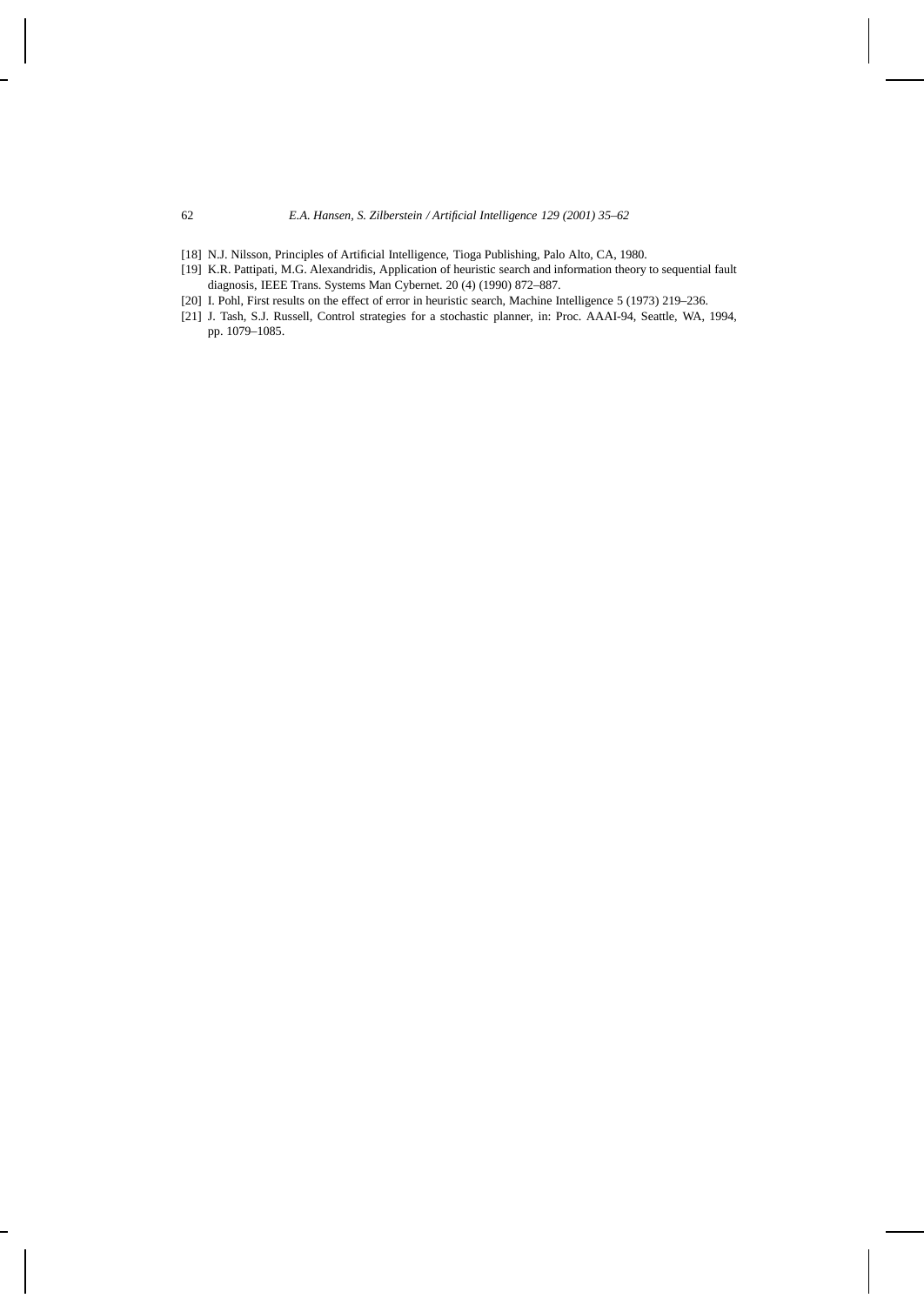[18] N.J. Nilsson, Principles of Artificial Intelligence, Tioga Publishing, Palo Alto, CA, 1980.

[19] K.R. Pattipati, M.G. Alexandridis, Application of heuristic search and information theory to sequential fault diagnosis, IEEE Trans. Systems Man Cybernet. 20 (4) (1990) 872–887.

[20] I. Pohl, First results on the effect of error in heuristic search, Machine Intelligence 5 (1973) 219–236.

[21] J. Tash, S.J. Russell, Control strategies for a stochastic planner, in: Proc. AAAI-94, Seattle, WA, 1994, pp. 1079–1085.